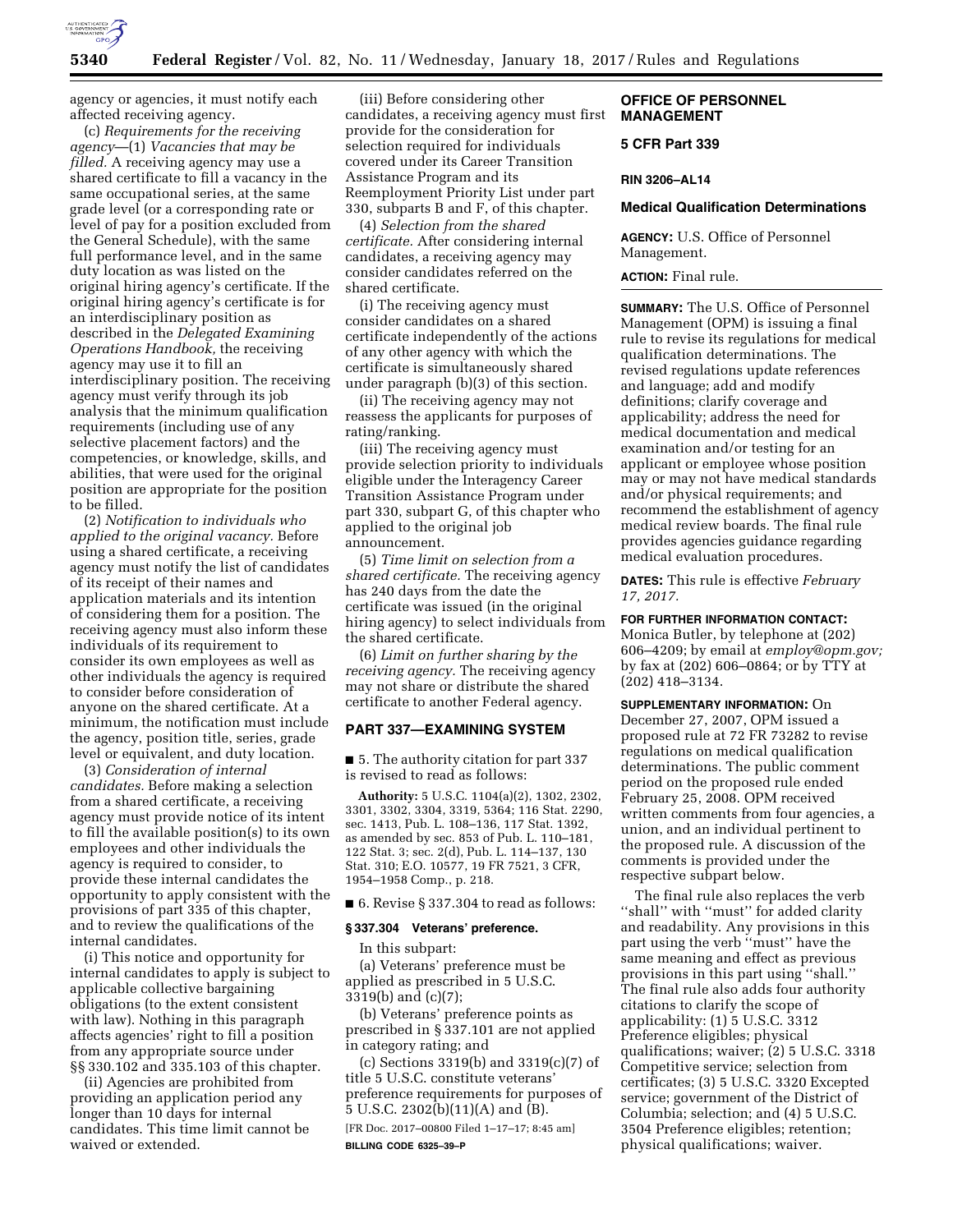agency or agencies, it must notify each affected receiving agency.

(c) *Requirements for the receiving agency*—(1) *Vacancies that may be filled.* A receiving agency may use a shared certificate to fill a vacancy in the same occupational series, at the same grade level (or a corresponding rate or level of pay for a position excluded from the General Schedule), with the same full performance level, and in the same duty location as was listed on the original hiring agency's certificate. If the original hiring agency's certificate is for an interdisciplinary position as described in the *Delegated Examining Operations Handbook,* the receiving agency may use it to fill an interdisciplinary position. The receiving agency must verify through its job analysis that the minimum qualification requirements (including use of any selective placement factors) and the competencies, or knowledge, skills, and abilities, that were used for the original position are appropriate for the position to be filled.

(2) *Notification to individuals who applied to the original vacancy.* Before using a shared certificate, a receiving agency must notify the list of candidates of its receipt of their names and application materials and its intention of considering them for a position. The receiving agency must also inform these individuals of its requirement to consider its own employees as well as other individuals the agency is required to consider before consideration of anyone on the shared certificate. At a minimum, the notification must include the agency, position title, series, grade level or equivalent, and duty location.

(3) *Consideration of internal candidates.* Before making a selection from a shared certificate, a receiving agency must provide notice of its intent to fill the available position(s) to its own employees and other individuals the agency is required to consider, to provide these internal candidates the opportunity to apply consistent with the provisions of part 335 of this chapter, and to review the qualifications of the internal candidates.

(i) This notice and opportunity for internal candidates to apply is subject to applicable collective bargaining obligations (to the extent consistent with law). Nothing in this paragraph affects agencies' right to fill a position from any appropriate source under §§ 330.102 and 335.103 of this chapter.

(ii) Agencies are prohibited from providing an application period any longer than 10 days for internal candidates. This time limit cannot be waived or extended.

(iii) Before considering other candidates, a receiving agency must first provide for the consideration for selection required for individuals covered under its Career Transition Assistance Program and its Reemployment Priority List under part 330, subparts B and F, of this chapter.

(4) *Selection from the shared certificate.* After considering internal candidates, a receiving agency may consider candidates referred on the shared certificate.

(i) The receiving agency must consider candidates on a shared certificate independently of the actions of any other agency with which the certificate is simultaneously shared under paragraph (b)(3) of this section.

(ii) The receiving agency may not reassess the applicants for purposes of rating/ranking.

(iii) The receiving agency must provide selection priority to individuals eligible under the Interagency Career Transition Assistance Program under part 330, subpart G, of this chapter who applied to the original job announcement.

(5) *Time limit on selection from a shared certificate.* The receiving agency has 240 days from the date the certificate was issued (in the original hiring agency) to select individuals from the shared certificate.

(6) *Limit on further sharing by the receiving agency.* The receiving agency may not share or distribute the shared certificate to another Federal agency.

## PART 337—EXAMINING SYSTEM

■ 5. The authority citation for part 337 is revised to read as follows:

**Authority:** 5 U.S.C. 1104(a)(2), 1302, 2302, 3301, 3302, 3304, 3319, 5364; 116 Stat. 2290, sec. 1413, Pub. L. 108–136, 117 Stat. 1392, as amended by sec. 853 of Pub. L. 110–181, 122 Stat. 3; sec. 2(d), Pub. L. 114–137, 130 Stat. 310; E.O. 10577, 19 FR 7521, 3 CFR, 1954–1958 Comp., p. 218.

■ 6. Revise § 337.304 to read as follows:

### § 337.304 Veterans' preference.

In this subpart:

(a) Veterans' preference must be applied as prescribed in 5 U.S.C. 3319(b) and (c)(7);

(b) Veterans' preference points as prescribed in § 337.101 are not applied in category rating; and

(c) Sections 3319(b) and 3319(c)(7) of title 5 U.S.C. constitute veterans' preference requirements for purposes of 5 U.S.C. 2302(b)(11)(A) and (B).

[FR Doc. 2017–00800 Filed 1–17–17; 8:45 am]

**BILLING CODE 6325–39–P**

## OFFICE OF PERSONNEL MANAGEMENT

### 5 CFR Part 339

**RIN 3206–AL14**

### Medical Qualification Determinations

**AGENCY:** U.S. Office of Personnel Management.

**ACTION:** Final rule.

**SUMMARY:** The U.S. Office of Personnel Management (OPM) is issuing a final rule to revise its regulations for medical qualification determinations. The revised regulations update references and language; add and modify definitions; clarify coverage and applicability; address the need for medical documentation and medical examination and/or testing for an applicant or employee whose position may or may not have medical standards and/or physical requirements; and recommend the establishment of agency medical review boards. The final rule provides agencies guidance regarding medical evaluation procedures.

**DATES:** This rule is effective *February 17, 2017.*

**FOR FURTHER INFORMATION CONTACT:** Monica Butler, by telephone at (202) 606–4209; by email at *employ@opm.gov;* by fax at (202) 606–0864; or by TTY at (202) 418–3134.

**SUPPLEMENTARY INFORMATION:** On December 27, 2007, OPM issued a proposed rule at 72 FR 73282 to revise regulations on medical qualification determinations. The public comment period on the proposed rule ended February 25, 2008. OPM received written comments from four agencies, a union, and an individual pertinent to the proposed rule. A discussion of the comments is provided under the respective subpart below.

The final rule also replaces the verb ''shall'' with ''must'' for added clarity and readability. Any provisions in this part using the verb ''must'' have the same meaning and effect as previous provisions in this part using ''shall.'' The final rule also adds four authority citations to clarify the scope of applicability: (1) 5 U.S.C. 3312 Preference eligibles; physical qualifications; waiver; (2) 5 U.S.C. 3318 Competitive service; selection from certificates; (3) 5 U.S.C. 3320 Excepted service; government of the District of Columbia; selection; and (4) 5 U.S.C. 3504 Preference eligibles; retention; physical qualifications; waiver.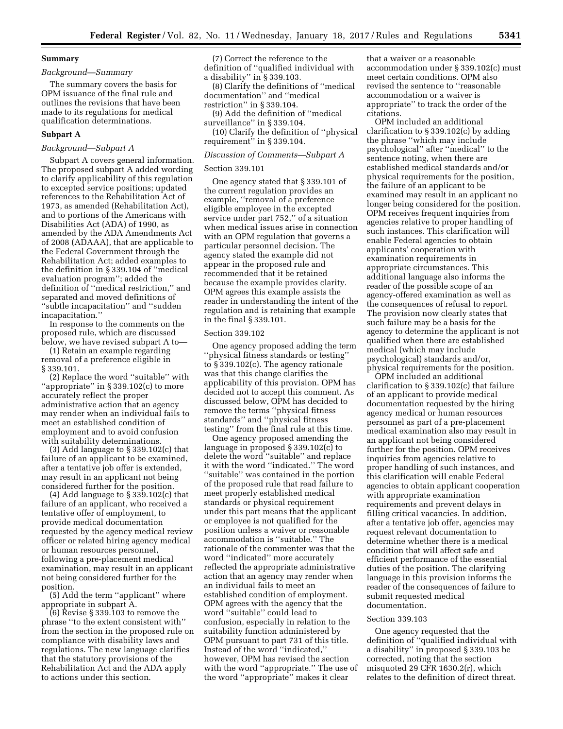## Summary

*Background—Summary*

The summary covers the basis for OPM issuance of the final rule and outlines the revisions that have been made to its regulations for medical qualification determinations.

## Subpart A

*Background—Subpart A*

Subpart A covers general information. The proposed subpart A added wording to clarify applicability of this regulation to excepted service positions; updated references to the Rehabilitation Act of 1973, as amended (Rehabilitation Act), and to portions of the Americans with Disabilities Act (ADA) of 1990, as amended by the ADA Amendments Act of 2008 (ADAAA), that are applicable to the Federal Government through the Rehabilitation Act; added examples to the definition in § 339.104 of ''medical evaluation program''; added the definition of ''medical restriction,'' and separated and moved definitions of ''subtle incapacitation'' and ''sudden incapacitation.''

In response to the comments on the proposed rule, which are discussed below, we have revised subpart A to—

(1) Retain an example regarding removal of a preference eligible in § 339.101.

(2) Replace the word ''suitable'' with ''appropriate'' in § 339.102(c) to more accurately reflect the proper administrative action that an agency may render when an individual fails to meet an established condition of employment and to avoid confusion with suitability determinations.

(3) Add language to § 339.102(c) that failure of an applicant to be examined, after a tentative job offer is extended, may result in an applicant not being considered further for the position.

(4) Add language to § 339.102(c) that failure of an applicant, who received a tentative offer of employment, to provide medical documentation requested by the agency medical review officer or related hiring agency medical or human resources personnel, following a pre-placement medical examination, may result in an applicant not being considered further for the position.

(5) Add the term ''applicant'' where appropriate in subpart A.

(6) Revise § 339.103 to remove the phrase ''to the extent consistent with'' from the section in the proposed rule on compliance with disability laws and regulations. The new language clarifies that the statutory provisions of the Rehabilitation Act and the ADA apply to actions under this section.

(7) Correct the reference to the definition of ''qualified individual with a disability'' in § 339.103.

(8) Clarify the definitions of ''medical documentation'' and ''medical restriction'' in § 339.104.

(9) Add the definition of ''medical surveillance'' in § 339.104.

(10) Clarify the definition of ''physical requirement'' in § 339.104.

*Discussion of Comments—Subpart A*

Section 339.101

One agency stated that § 339.101 of the current regulation provides an example, ''removal of a preference eligible employee in the excepted service under part 752,'' of a situation when medical issues arise in connection with an OPM regulation that governs a particular personnel decision. The agency stated the example did not appear in the proposed rule and recommended that it be retained because the example provides clarity. OPM agrees this example assists the reader in understanding the intent of the regulation and is retaining that example in the final § 339.101.

Section 339.102

One agency proposed adding the term ''physical fitness standards or testing'' to § 339.102(c). The agency rationale was that this change clarifies the applicability of this provision. OPM has decided not to accept this comment. As discussed below, OPM has decided to remove the terms ''physical fitness standards'' and ''physical fitness testing'' from the final rule at this time.

One agency proposed amending the language in proposed § 339.102(c) to delete the word ''suitable'' and replace it with the word ''indicated.'' The word ''suitable'' was contained in the portion of the proposed rule that read failure to meet properly established medical standards or physical requirement under this part means that the applicant or employee is not qualified for the position unless a waiver or reasonable accommodation is ''suitable.'' The rationale of the commenter was that the word ''indicated'' more accurately reflected the appropriate administrative action that an agency may render when an individual fails to meet an established condition of employment. OPM agrees with the agency that the word ''suitable'' could lead to confusion, especially in relation to the suitability function administered by OPM pursuant to part 731 of this title. Instead of the word ''indicated,'' however, OPM has revised the section with the word ''appropriate.'' The use of the word ''appropriate'' makes it clear that a waiver or a reasonable accommodation under § 339.102(c) must meet certain conditions. OPM also revised the sentence to ''reasonable accommodation or a waiver is appropriate'' to track the order of the citations.

OPM included an additional clarification to § 339.102(c) by adding the phrase ''which may include psychological'' after ''medical'' to the sentence noting, when there are established medical standards and/or physical requirements for the position, the failure of an applicant to be examined may result in an applicant no longer being considered for the position. OPM receives frequent inquiries from agencies relative to proper handling of such instances. This clarification will enable Federal agencies to obtain applicants' cooperation with examination requirements in appropriate circumstances. This additional language also informs the reader of the possible scope of an agency-offered examination as well as the consequences of refusal to report. The provision now clearly states that such failure may be a basis for the agency to determine the applicant is not qualified when there are established medical (which may include psychological) standards and/or, physical requirements for the position.

OPM included an additional clarification to § 339.102(c) that failure of an applicant to provide medical documentation requested by the hiring agency medical or human resources personnel as part of a pre-placement medical examination also may result in an applicant not being considered further for the position. OPM receives inquiries from agencies relative to proper handling of such instances, and this clarification will enable Federal agencies to obtain applicant cooperation with appropriate examination requirements and prevent delays in filling critical vacancies. In addition, after a tentative job offer, agencies may request relevant documentation to determine whether there is a medical condition that will affect safe and efficient performance of the essential duties of the position. The clarifying language in this provision informs the reader of the consequences of failure to submit requested medical documentation.

Section 339.103

One agency requested that the definition of ''qualified individual with a disability'' in proposed § 339.103 be corrected, noting that the section misquoted 29 CFR 1630.2(r), which relates to the definition of direct threat.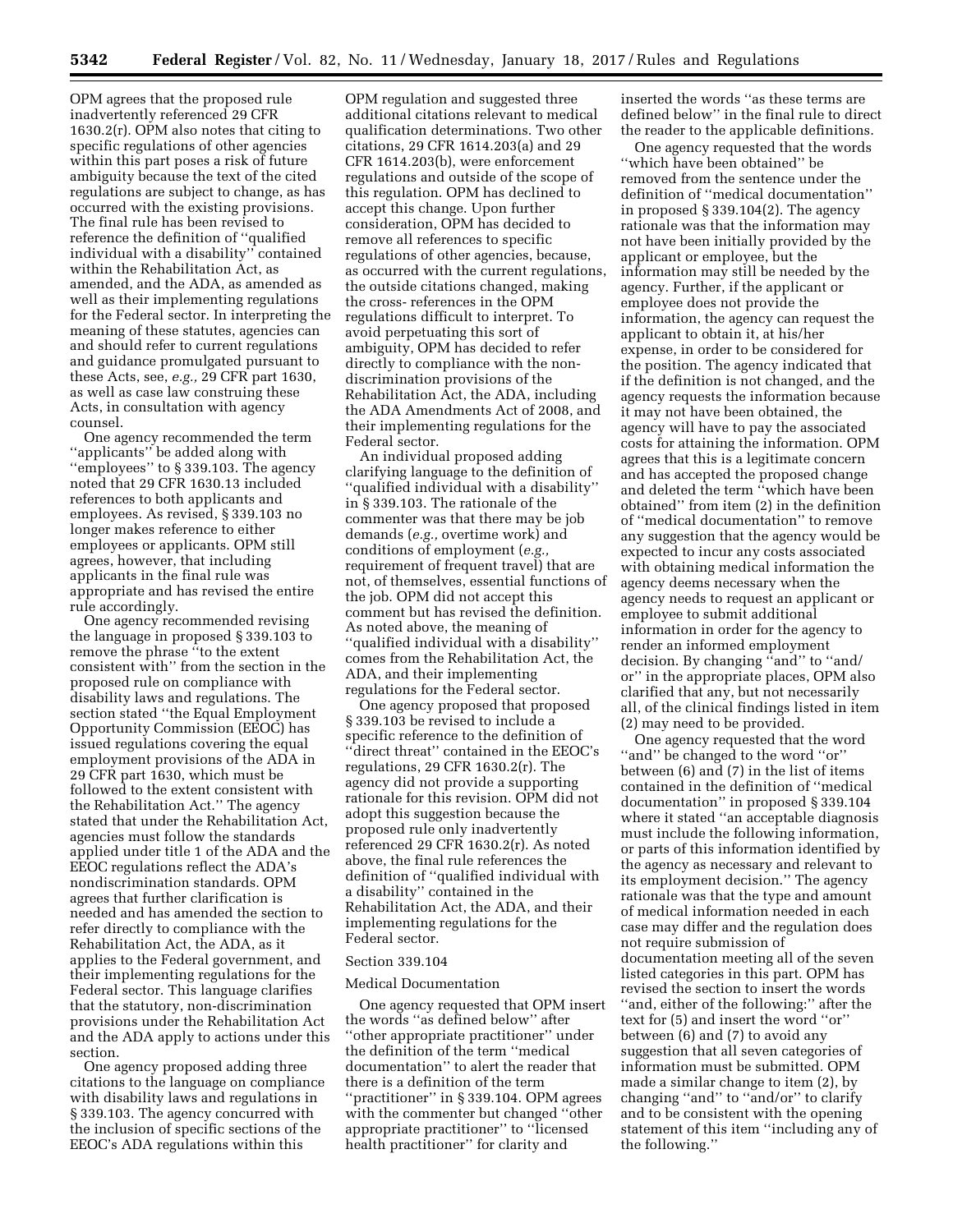OPM agrees that the proposed rule inadvertently referenced 29 CFR 1630.2(r). OPM also notes that citing to specific regulations of other agencies within this part poses a risk of future ambiguity because the text of the cited regulations are subject to change, as has occurred with the existing provisions. The final rule has been revised to reference the definition of ''qualified individual with a disability'' contained within the Rehabilitation Act, as amended, and the ADA, as amended as well as their implementing regulations for the Federal sector. In interpreting the meaning of these statutes, agencies can and should refer to current regulations and guidance promulgated pursuant to these Acts, see, *e.g.,* 29 CFR part 1630, as well as case law construing these Acts, in consultation with agency counsel.

One agency recommended the term ''applicants'' be added along with ''employees'' to § 339.103. The agency noted that 29 CFR 1630.13 included references to both applicants and employees. As revised, § 339.103 no longer makes reference to either employees or applicants. OPM still agrees, however, that including applicants in the final rule was appropriate and has revised the entire rule accordingly.

One agency recommended revising the language in proposed § 339.103 to remove the phrase ''to the extent consistent with'' from the section in the proposed rule on compliance with disability laws and regulations. The section stated ''the Equal Employment Opportunity Commission (EEOC) has issued regulations covering the equal employment provisions of the ADA in 29 CFR part 1630, which must be followed to the extent consistent with the Rehabilitation Act.'' The agency stated that under the Rehabilitation Act, agencies must follow the standards applied under title 1 of the ADA and the EEOC regulations reflect the ADA's nondiscrimination standards. OPM agrees that further clarification is needed and has amended the section to refer directly to compliance with the Rehabilitation Act, the ADA, as it applies to the Federal government, and their implementing regulations for the Federal sector. This language clarifies that the statutory, non-discrimination provisions under the Rehabilitation Act and the ADA apply to actions under this section.

One agency proposed adding three citations to the language on compliance with disability laws and regulations in § 339.103. The agency concurred with the inclusion of specific sections of the EEOC's ADA regulations within this OPM regulation and suggested three additional citations relevant to medical qualification determinations. Two other citations, 29 CFR 1614.203(a) and 29 CFR 1614.203(b), were enforcement regulations and outside of the scope of this regulation. OPM has declined to accept this change. Upon further consideration, OPM has decided to remove all references to specific regulations of other agencies, because, as occurred with the current regulations, the outside citations changed, making the cross- references in the OPM regulations difficult to interpret. To avoid perpetuating this sort of ambiguity, OPM has decided to refer directly to compliance with the non-discrimination provisions of the Rehabilitation Act, the ADA, including the ADA Amendments Act of 2008, and their implementing regulations for the Federal sector.

An individual proposed adding clarifying language to the definition of ''qualified individual with a disability'' in § 339.103. The rationale of the commenter was that there may be job demands (*e.g.,* overtime work) and conditions of employment (*e.g.,* requirement of frequent travel) that are not, of themselves, essential functions of the job. OPM did not accept this comment but has revised the definition. As noted above, the meaning of ''qualified individual with a disability'' comes from the Rehabilitation Act, the ADA, and their implementing regulations for the Federal sector.

One agency proposed that proposed § 339.103 be revised to include a specific reference to the definition of ''direct threat'' contained in the EEOC's regulations, 29 CFR 1630.2(r). The agency did not provide a supporting rationale for this revision. OPM did not adopt this suggestion because the proposed rule only inadvertently referenced 29 CFR 1630.2(r). As noted above, the final rule references the definition of ''qualified individual with a disability'' contained in the Rehabilitation Act, the ADA, and their implementing regulations for the Federal sector.

Section 339.104

Medical Documentation

One agency requested that OPM insert the words ''as defined below'' after ''other appropriate practitioner'' under the definition of the term ''medical documentation'' to alert the reader that there is a definition of the term ''practitioner'' in § 339.104. OPM agrees with the commenter but changed ''other appropriate practitioner'' to ''licensed health practitioner'' for clarity and inserted the words ''as these terms are defined below'' in the final rule to direct the reader to the applicable definitions.

One agency requested that the words ''which have been obtained'' be removed from the sentence under the definition of ''medical documentation'' in proposed § 339.104(2). The agency rationale was that the information may not have been initially provided by the applicant or employee, but the information may still be needed by the agency. Further, if the applicant or employee does not provide the information, the agency can request the applicant to obtain it, at his/her expense, in order to be considered for the position. The agency indicated that if the definition is not changed, and the agency requests the information because it may not have been obtained, the agency will have to pay the associated costs for attaining the information. OPM agrees that this is a legitimate concern and has accepted the proposed change and deleted the term ''which have been obtained'' from item (2) in the definition of ''medical documentation'' to remove any suggestion that the agency would be expected to incur any costs associated with obtaining medical information the agency deems necessary when the agency needs to request an applicant or employee to submit additional information in order for the agency to render an informed employment decision. By changing ''and'' to ''and/or'' in the appropriate places, OPM also clarified that any, but not necessarily all, of the clinical findings listed in item (2) may need to be provided.

One agency requested that the word ''and'' be changed to the word ''or'' between (6) and (7) in the list of items contained in the definition of ''medical documentation'' in proposed § 339.104 where it stated ''an acceptable diagnosis must include the following information, or parts of this information identified by the agency as necessary and relevant to its employment decision.'' The agency rationale was that the type and amount of medical information needed in each case may differ and the regulation does not require submission of documentation meeting all of the seven listed categories in this part. OPM has revised the section to insert the words ''and, either of the following:'' after the text for (5) and insert the word ''or'' between (6) and (7) to avoid any suggestion that all seven categories of information must be submitted. OPM made a similar change to item (2), by changing ''and'' to ''and/or'' to clarify and to be consistent with the opening statement of this item ''including any of the following.''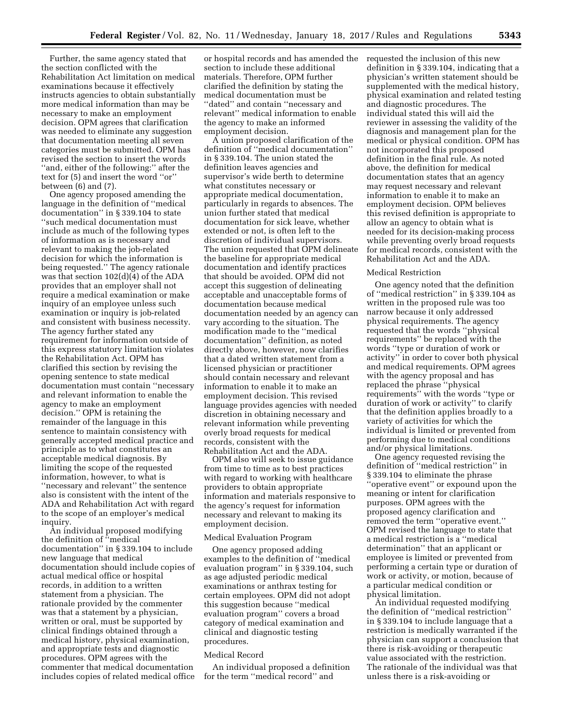Further, the same agency stated that the section conflicted with the Rehabilitation Act limitation on medical examinations because it effectively instructs agencies to obtain substantially more medical information than may be necessary to make an employment decision. OPM agrees that clarification was needed to eliminate any suggestion that documentation meeting all seven categories must be submitted. OPM has revised the section to insert the words ''and, either of the following:'' after the text for (5) and insert the word ''or'' between (6) and (7).

One agency proposed amending the language in the definition of ''medical documentation'' in § 339.104 to state ''such medical documentation must include as much of the following types of information as is necessary and relevant to making the job-related decision for which the information is being requested.'' The agency rationale was that section 102(d)(4) of the ADA provides that an employer shall not require a medical examination or make inquiry of an employee unless such examination or inquiry is job-related and consistent with business necessity. The agency further stated any requirement for information outside of this express statutory limitation violates the Rehabilitation Act. OPM has clarified this section by revising the opening sentence to state medical documentation must contain ''necessary and relevant information to enable the agency to make an employment decision.'' OPM is retaining the remainder of the language in this sentence to maintain consistency with generally accepted medical practice and principle as to what constitutes an acceptable medical diagnosis. By limiting the scope of the requested information, however, to what is ''necessary and relevant'' the sentence also is consistent with the intent of the ADA and Rehabilitation Act with regard to the scope of an employer's medical inquiry.

An individual proposed modifying the definition of ''medical documentation'' in § 339.104 to include new language that medical documentation should include copies of actual medical office or hospital records, in addition to a written statement from a physician. The rationale provided by the commenter was that a statement by a physician, written or oral, must be supported by clinical findings obtained through a medical history, physical examination, and appropriate tests and diagnostic procedures. OPM agrees with the commenter that medical documentation includes copies of related medical office or hospital records and has amended the section to include these additional materials. Therefore, OPM further clarified the definition by stating the medical documentation must be ''dated'' and contain ''necessary and relevant'' medical information to enable the agency to make an informed employment decision.

A union proposed clarification of the definition of ''medical documentation'' in § 339.104. The union stated the definition leaves agencies and supervisor's wide berth to determine what constitutes necessary or appropriate medical documentation, particularly in regards to absences. The union further stated that medical documentation for sick leave, whether extended or not, is often left to the discretion of individual supervisors. The union requested that OPM delineate the baseline for appropriate medical documentation and identify practices that should be avoided. OPM did not accept this suggestion of delineating acceptable and unacceptable forms of documentation because medical documentation needed by an agency can vary according to the situation. The modification made to the ''medical documentation'' definition, as noted directly above, however, now clarifies that a dated written statement from a licensed physician or practitioner should contain necessary and relevant information to enable it to make an employment decision. This revised language provides agencies with needed discretion in obtaining necessary and relevant information while preventing overly broad requests for medical records, consistent with the Rehabilitation Act and the ADA.

OPM also will seek to issue guidance from time to time as to best practices with regard to working with healthcare providers to obtain appropriate information and materials responsive to the agency's request for information necessary and relevant to making its employment decision.

Medical Evaluation Program

One agency proposed adding examples to the definition of ''medical evaluation program'' in § 339.104, such as age adjusted periodic medical examinations or anthrax testing for certain employees. OPM did not adopt this suggestion because ''medical evaluation program'' covers a broad category of medical examination and clinical and diagnostic testing procedures.

Medical Record

An individual proposed a definition for the term ''medical record'' and requested the inclusion of this new definition in § 339.104, indicating that a physician's written statement should be supplemented with the medical history, physical examination and related testing and diagnostic procedures. The individual stated this will aid the reviewer in assessing the validity of the diagnosis and management plan for the medical or physical condition. OPM has not incorporated this proposed definition in the final rule. As noted above, the definition for medical documentation states that an agency may request necessary and relevant information to enable it to make an employment decision. OPM believes this revised definition is appropriate to allow an agency to obtain what is needed for its decision-making process while preventing overly broad requests for medical records, consistent with the Rehabilitation Act and the ADA.

Medical Restriction

One agency noted that the definition of ''medical restriction'' in § 339.104 as written in the proposed rule was too narrow because it only addressed physical requirements. The agency requested that the words ''physical requirements'' be replaced with the words ''type or duration of work or activity'' in order to cover both physical and medical requirements. OPM agrees with the agency proposal and has replaced the phrase ''physical requirements'' with the words ''type or duration of work or activity'' to clarify that the definition applies broadly to a variety of activities for which the individual is limited or prevented from performing due to medical conditions and/or physical limitations.

One agency requested revising the definition of ''medical restriction'' in § 339.104 to eliminate the phrase ''operative event'' or expound upon the meaning or intent for clarification purposes. OPM agrees with the proposed agency clarification and removed the term ''operative event.'' OPM revised the language to state that a medical restriction is a ''medical determination'' that an applicant or employee is limited or prevented from performing a certain type or duration of work or activity, or motion, because of a particular medical condition or physical limitation.

An individual requested modifying the definition of ''medical restriction'' in § 339.104 to include language that a restriction is medically warranted if the physician can support a conclusion that there is risk-avoiding or therapeutic value associated with the restriction. The rationale of the individual was that unless there is a risk-avoiding or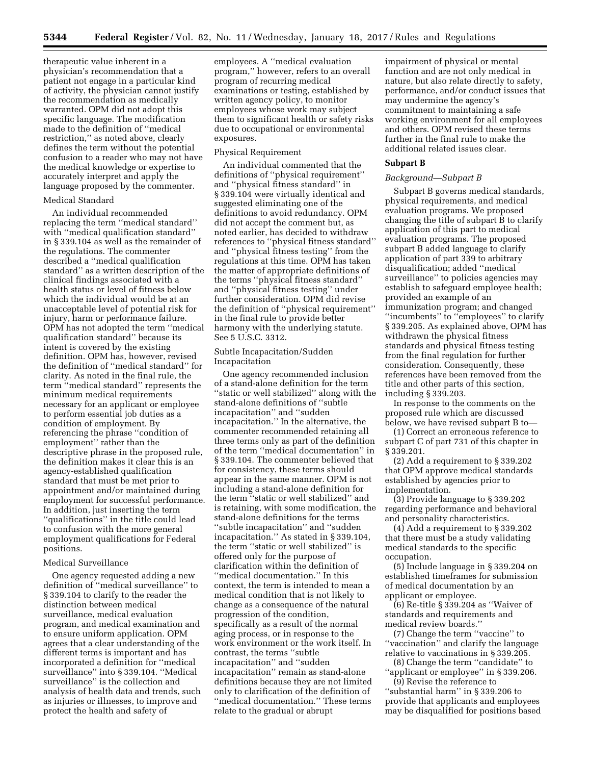therapeutic value inherent in a physician's recommendation that a patient not engage in a particular kind of activity, the physician cannot justify the recommendation as medically warranted. OPM did not adopt this specific language. The modification made to the definition of ''medical restriction,'' as noted above, clearly defines the term without the potential confusion to a reader who may not have the medical knowledge or expertise to accurately interpret and apply the language proposed by the commenter.

Medical Standard

An individual recommended replacing the term ''medical standard'' with ''medical qualification standard'' in § 339.104 as well as the remainder of the regulations. The commenter described a ''medical qualification standard'' as a written description of the clinical findings associated with a health status or level of fitness below which the individual would be at an unacceptable level of potential risk for injury, harm or performance failure. OPM has not adopted the term ''medical qualification standard'' because its intent is covered by the existing definition. OPM has, however, revised the definition of ''medical standard'' for clarity. As noted in the final rule, the term ''medical standard'' represents the minimum medical requirements necessary for an applicant or employee to perform essential job duties as a condition of employment. By referencing the phrase ''condition of employment'' rather than the descriptive phrase in the proposed rule, the definition makes it clear this is an agency-established qualification standard that must be met prior to appointment and/or maintained during employment for successful performance. In addition, just inserting the term ''qualifications'' in the title could lead to confusion with the more general employment qualifications for Federal positions.

Medical Surveillance

One agency requested adding a new definition of ''medical surveillance'' to § 339.104 to clarify to the reader the distinction between medical surveillance, medical evaluation program, and medical examination and to ensure uniform application. OPM agrees that a clear understanding of the different terms is important and has incorporated a definition for ''medical surveillance'' into § 339.104. ''Medical surveillance'' is the collection and analysis of health data and trends, such as injuries or illnesses, to improve and protect the health and safety of employees. A ''medical evaluation program,'' however, refers to an overall program of recurring medical examinations or testing, established by written agency policy, to monitor employees whose work may subject them to significant health or safety risks due to occupational or environmental exposures.

Physical Requirement

An individual commented that the definitions of ''physical requirement'' and ''physical fitness standard'' in § 339.104 were virtually identical and suggested eliminating one of the definitions to avoid redundancy. OPM did not accept the comment but, as noted earlier, has decided to withdraw references to ''physical fitness standard'' and ''physical fitness testing'' from the regulations at this time. OPM has taken the matter of appropriate definitions of the terms ''physical fitness standard'' and ''physical fitness testing'' under further consideration. OPM did revise the definition of ''physical requirement'' in the final rule to provide better harmony with the underlying statute. See 5 U.S.C. 3312.

Subtle Incapacitation/Sudden Incapacitation

One agency recommended inclusion of a stand-alone definition for the term ''static or well stabilized'' along with the stand-alone definitions of ''subtle incapacitation'' and ''sudden incapacitation.'' In the alternative, the commenter recommended retaining all three terms only as part of the definition of the term ''medical documentation'' in § 339.104. The commenter believed that for consistency, these terms should appear in the same manner. OPM is not including a stand-alone definition for the term ''static or well stabilized'' and is retaining, with some modification, the stand-alone definitions for the terms ''subtle incapacitation'' and ''sudden incapacitation.'' As stated in § 339.104, the term ''static or well stabilized'' is offered only for the purpose of clarification within the definition of ''medical documentation.'' In this context, the term is intended to mean a medical condition that is not likely to change as a consequence of the natural progression of the condition, specifically as a result of the normal aging process, or in response to the work environment or the work itself. In contrast, the terms ''subtle incapacitation'' and ''sudden incapacitation'' remain as stand-alone definitions because they are not limited only to clarification of the definition of ''medical documentation.'' These terms relate to the gradual or abrupt impairment of physical or mental function and are not only medical in nature, but also relate directly to safety, performance, and/or conduct issues that may undermine the agency's commitment to maintaining a safe working environment for all employees and others. OPM revised these terms further in the final rule to make the additional related issues clear.

## Subpart B

*Background—Subpart B*

Subpart B governs medical standards, physical requirements, and medical evaluation programs. We proposed changing the title of subpart B to clarify application of this part to medical evaluation programs. The proposed subpart B added language to clarify application of part 339 to arbitrary disqualification; added ''medical surveillance'' to policies agencies may establish to safeguard employee health; provided an example of an immunization program; and changed ''incumbents'' to ''employees'' to clarify § 339.205. As explained above, OPM has withdrawn the physical fitness standards and physical fitness testing from the final regulation for further consideration. Consequently, these references have been removed from the title and other parts of this section, including § 339.203.

In response to the comments on the proposed rule which are discussed below, we have revised subpart B to—

(1) Correct an erroneous reference to subpart C of part 731 of this chapter in § 339.201.

(2) Add a requirement to § 339.202 that OPM approve medical standards established by agencies prior to implementation.

(3) Provide language to § 339.202 regarding performance and behavioral and personality characteristics.

(4) Add a requirement to § 339.202 that there must be a study validating medical standards to the specific occupation.

(5) Include language in § 339.204 on established timeframes for submission of medical documentation by an applicant or employee.

(6) Re-title § 339.204 as ''Waiver of standards and requirements and medical review boards.''

(7) Change the term ''vaccine'' to ''vaccination'' and clarify the language relative to vaccinations in § 339.205.

(8) Change the term ''candidate'' to ''applicant or employee'' in § 339.206.

(9) Revise the reference to ''substantial harm'' in § 339.206 to provide that applicants and employees may be disqualified for positions based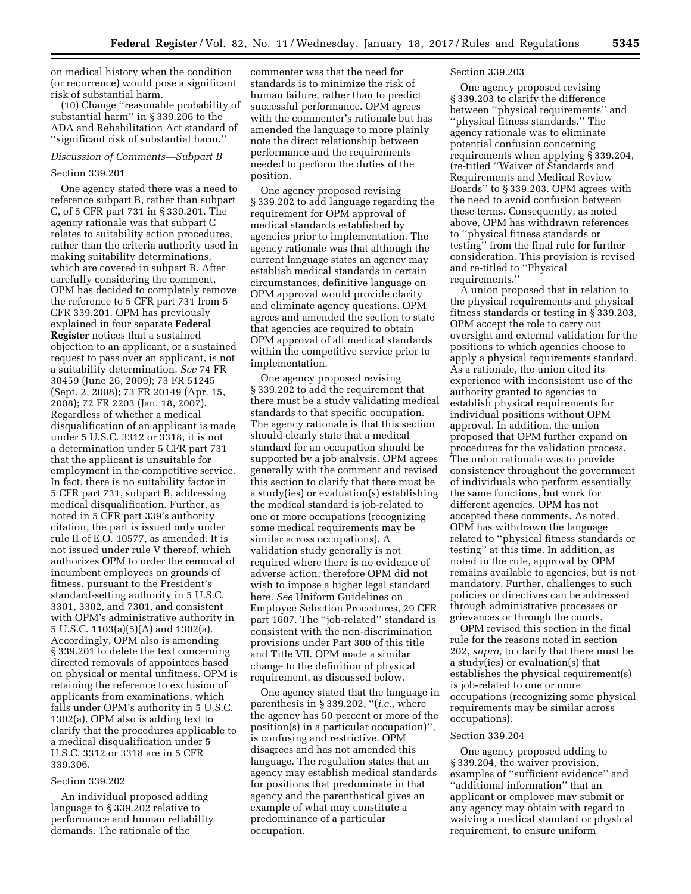on medical history when the condition (or recurrence) would pose a significant risk of substantial harm.

(10) Change ''reasonable probability of substantial harm'' in § 339.206 to the ADA and Rehabilitation Act standard of ''significant risk of substantial harm.''

*Discussion of Comments—Subpart B*

Section 339.201

One agency stated there was a need to reference subpart B, rather than subpart C, of 5 CFR part 731 in § 339.201. The agency rationale was that subpart C relates to suitability action procedures, rather than the criteria authority used in making suitability determinations, which are covered in subpart B. After carefully considering the comment, OPM has decided to completely remove the reference to 5 CFR part 731 from 5 CFR 339.201. OPM has previously explained in four separate **Federal Register** notices that a sustained objection to an applicant, or a sustained request to pass over an applicant, is not a suitability determination. *See* 74 FR 30459 (June 26, 2009); 73 FR 51245 (Sept. 2, 2008); 73 FR 20149 (Apr. 15, 2008); 72 FR 2203 (Jan. 18, 2007). Regardless of whether a medical disqualification of an applicant is made under 5 U.S.C. 3312 or 3318, it is not a determination under 5 CFR part 731 that the applicant is unsuitable for employment in the competitive service. In fact, there is no suitability factor in 5 CFR part 731, subpart B, addressing medical disqualification. Further, as noted in 5 CFR part 339's authority citation, the part is issued only under rule II of E.O. 10577, as amended. It is not issued under rule V thereof, which authorizes OPM to order the removal of incumbent employees on grounds of fitness, pursuant to the President's standard-setting authority in 5 U.S.C. 3301, 3302, and 7301, and consistent with OPM's administrative authority in 5 U.S.C. 1103(a)(5)(A) and 1302(a). Accordingly, OPM also is amending § 339.201 to delete the text concerning directed removals of appointees based on physical or mental unfitness. OPM is retaining the reference to exclusion of applicants from examinations, which falls under OPM's authority in 5 U.S.C. 1302(a). OPM also is adding text to clarify that the procedures applicable to a medical disqualification under 5 U.S.C. 3312 or 3318 are in 5 CFR 339.306.

Section 339.202

An individual proposed adding language to § 339.202 relative to performance and human reliability demands. The rationale of the commenter was that the need for standards is to minimize the risk of human failure, rather than to predict successful performance. OPM agrees with the commenter's rationale but has amended the language to more plainly note the direct relationship between performance and the requirements needed to perform the duties of the position.

One agency proposed revising § 339.202 to add language regarding the requirement for OPM approval of medical standards established by agencies prior to implementation. The agency rationale was that although the current language states an agency may establish medical standards in certain circumstances, definitive language on OPM approval would provide clarity and eliminate agency questions. OPM agrees and amended the section to state that agencies are required to obtain OPM approval of all medical standards within the competitive service prior to implementation.

One agency proposed revising § 339.202 to add the requirement that there must be a study validating medical standards to that specific occupation. The agency rationale is that this section should clearly state that a medical standard for an occupation should be supported by a job analysis. OPM agrees generally with the comment and revised this section to clarify that there must be a study(ies) or evaluation(s) establishing the medical standard is job-related to one or more occupations (recognizing some medical requirements may be similar across occupations). A validation study generally is not required where there is no evidence of adverse action; therefore OPM did not wish to impose a higher legal standard here. *See* Uniform Guidelines on Employee Selection Procedures, 29 CFR part 1607. The ''job-related'' standard is consistent with the non-discrimination provisions under Part 300 of this title and Title VII. OPM made a similar change to the definition of physical requirement, as discussed below.

One agency stated that the language in parenthesis in § 339.202, ''(*i.e.,* where the agency has 50 percent or more of the position(s) in a particular occupation)'', is confusing and restrictive. OPM disagrees and has not amended this language. The regulation states that an agency may establish medical standards for positions that predominate in that agency and the parenthetical gives an example of what may constitute a predominance of a particular occupation.

Section 339.203

One agency proposed revising § 339.203 to clarify the difference between ''physical requirements'' and ''physical fitness standards.'' The agency rationale was to eliminate potential confusion concerning requirements when applying § 339.204, (re-titled ''Waiver of Standards and Requirements and Medical Review Boards'' to § 339.203. OPM agrees with the need to avoid confusion between these terms. Consequently, as noted above, OPM has withdrawn references to ''physical fitness standards or testing'' from the final rule for further consideration. This provision is revised and re-titled to ''Physical requirements.''

A union proposed that in relation to the physical requirements and physical fitness standards or testing in § 339.203, OPM accept the role to carry out oversight and external validation for the positions to which agencies choose to apply a physical requirements standard. As a rationale, the union cited its experience with inconsistent use of the authority granted to agencies to establish physical requirements for individual positions without OPM approval. In addition, the union proposed that OPM further expand on procedures for the validation process. The union rationale was to provide consistency throughout the government of individuals who perform essentially the same functions, but work for different agencies. OPM has not accepted these comments. As noted, OPM has withdrawn the language related to ''physical fitness standards or testing'' at this time. In addition, as noted in the rule, approval by OPM remains available to agencies, but is not mandatory. Further, challenges to such policies or directives can be addressed through administrative processes or grievances or through the courts.

OPM revised this section in the final rule for the reasons noted in section 202, *supra,* to clarify that there must be a study(ies) or evaluation(s) that establishes the physical requirement(s) is job-related to one or more occupations (recognizing some physical requirements may be similar across occupations).

Section 339.204

One agency proposed adding to § 339.204, the waiver provision, examples of ''sufficient evidence'' and ''additional information'' that an applicant or employee may submit or any agency may obtain with regard to waiving a medical standard or physical requirement, to ensure uniform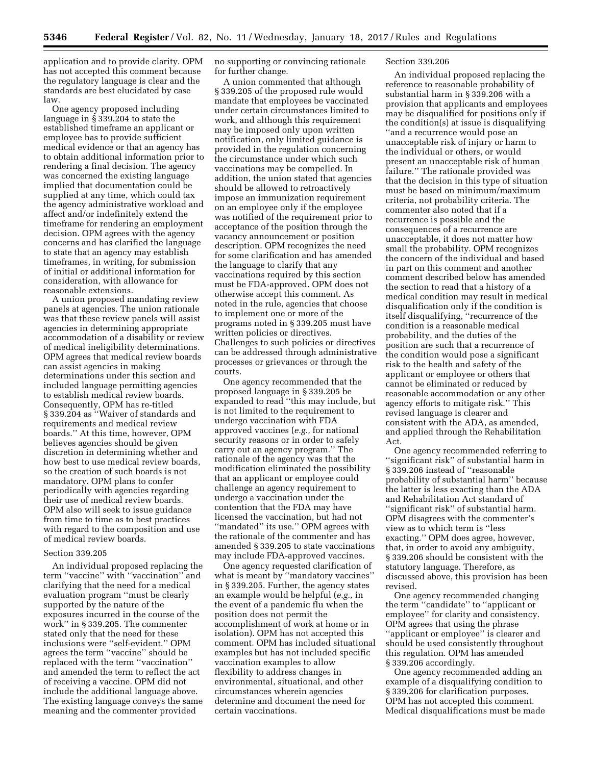application and to provide clarity. OPM has not accepted this comment because the regulatory language is clear and the standards are best elucidated by case law.

One agency proposed including language in § 339.204 to state the established timeframe an applicant or employee has to provide sufficient medical evidence or that an agency has to obtain additional information prior to rendering a final decision. The agency was concerned the existing language implied that documentation could be supplied at any time, which could tax the agency administrative workload and affect and/or indefinitely extend the timeframe for rendering an employment decision. OPM agrees with the agency concerns and has clarified the language to state that an agency may establish timeframes, in writing, for submission of initial or additional information for consideration, with allowance for reasonable extensions.

A union proposed mandating review panels at agencies. The union rationale was that these review panels will assist agencies in determining appropriate accommodation of a disability or review of medical ineligibility determinations. OPM agrees that medical review boards can assist agencies in making determinations under this section and included language permitting agencies to establish medical review boards. Consequently, OPM has re-titled § 339.204 as ''Waiver of standards and requirements and medical review boards.'' At this time, however, OPM believes agencies should be given discretion in determining whether and how best to use medical review boards, so the creation of such boards is not mandatory. OPM plans to confer periodically with agencies regarding their use of medical review boards. OPM also will seek to issue guidance from time to time as to best practices with regard to the composition and use of medical review boards.

### Section 339.205

An individual proposed replacing the term ''vaccine'' with ''vaccination'' and clarifying that the need for a medical evaluation program ''must be clearly supported by the nature of the exposures incurred in the course of the work'' in § 339.205. The commenter stated only that the need for these inclusions were ''self-evident.'' OPM agrees the term ''vaccine'' should be replaced with the term ''vaccination'' and amended the term to reflect the act of receiving a vaccine. OPM did not include the additional language above. The existing language conveys the same meaning and the commenter provided no supporting or convincing rationale for further change.

A union commented that although § 339.205 of the proposed rule would mandate that employees be vaccinated under certain circumstances limited to work, and although this requirement may be imposed only upon written notification, only limited guidance is provided in the regulation concerning the circumstance under which such vaccinations may be compelled. In addition, the union stated that agencies should be allowed to retroactively impose an immunization requirement on an employee only if the employee was notified of the requirement prior to acceptance of the position through the vacancy announcement or position description. OPM recognizes the need for some clarification and has amended the language to clarify that any vaccinations required by this section must be FDA-approved. OPM does not otherwise accept this comment. As noted in the rule, agencies that choose to implement one or more of the programs noted in § 339.205 must have written policies or directives. Challenges to such policies or directives can be addressed through administrative processes or grievances or through the courts.

One agency recommended that the proposed language in § 339.205 be expanded to read ''this may include, but is not limited to the requirement to undergo vaccination with FDA approved vaccines (*e.g.,* for national security reasons or in order to safely carry out an agency program.'' The rationale of the agency was that the modification eliminated the possibility that an applicant or employee could challenge an agency requirement to undergo a vaccination under the contention that the FDA may have licensed the vaccination, but had not ''mandated'' its use.'' OPM agrees with the rationale of the commenter and has amended § 339.205 to state vaccinations may include FDA-approved vaccines.

One agency requested clarification of what is meant by ''mandatory vaccines'' in § 339.205. Further, the agency states an example would be helpful (*e.g.,* in the event of a pandemic flu when the position does not permit the accomplishment of work at home or in isolation). OPM has not accepted this comment. OPM has included situational examples but has not included specific vaccination examples to allow flexibility to address changes in environmental, situational, and other circumstances wherein agencies determine and document the need for certain vaccinations.

### Section 339.206

An individual proposed replacing the reference to reasonable probability of substantial harm in § 339.206 with a provision that applicants and employees may be disqualified for positions only if the condition(s) at issue is disqualifying ''and a recurrence would pose an unacceptable risk of injury or harm to the individual or others, or would present an unacceptable risk of human failure.'' The rationale provided was that the decision in this type of situation must be based on minimum/maximum criteria, not probability criteria. The commenter also noted that if a recurrence is possible and the consequences of a recurrence are unacceptable, it does not matter how small the probability. OPM recognizes the concern of the individual and based in part on this comment and another comment described below has amended the section to read that a history of a medical condition may result in medical disqualification only if the condition is itself disqualifying, ''recurrence of the condition is a reasonable medical probability, and the duties of the position are such that a recurrence of the condition would pose a significant risk to the health and safety of the applicant or employee or others that cannot be eliminated or reduced by reasonable accommodation or any other agency efforts to mitigate risk.'' This revised language is clearer and consistent with the ADA, as amended, and applied through the Rehabilitation Act.

One agency recommended referring to ''significant risk'' of substantial harm in § 339.206 instead of ''reasonable probability of substantial harm'' because the latter is less exacting than the ADA and Rehabilitation Act standard of ''significant risk'' of substantial harm. OPM disagrees with the commenter's view as to which term is ''less exacting.'' OPM does agree, however, that, in order to avoid any ambiguity, § 339.206 should be consistent with the statutory language. Therefore, as discussed above, this provision has been revised.

One agency recommended changing the term ''candidate'' to ''applicant or employee'' for clarity and consistency. OPM agrees that using the phrase ''applicant or employee'' is clearer and should be used consistently throughout this regulation. OPM has amended § 339.206 accordingly.

One agency recommended adding an example of a disqualifying condition to § 339.206 for clarification purposes. OPM has not accepted this comment. Medical disqualifications must be made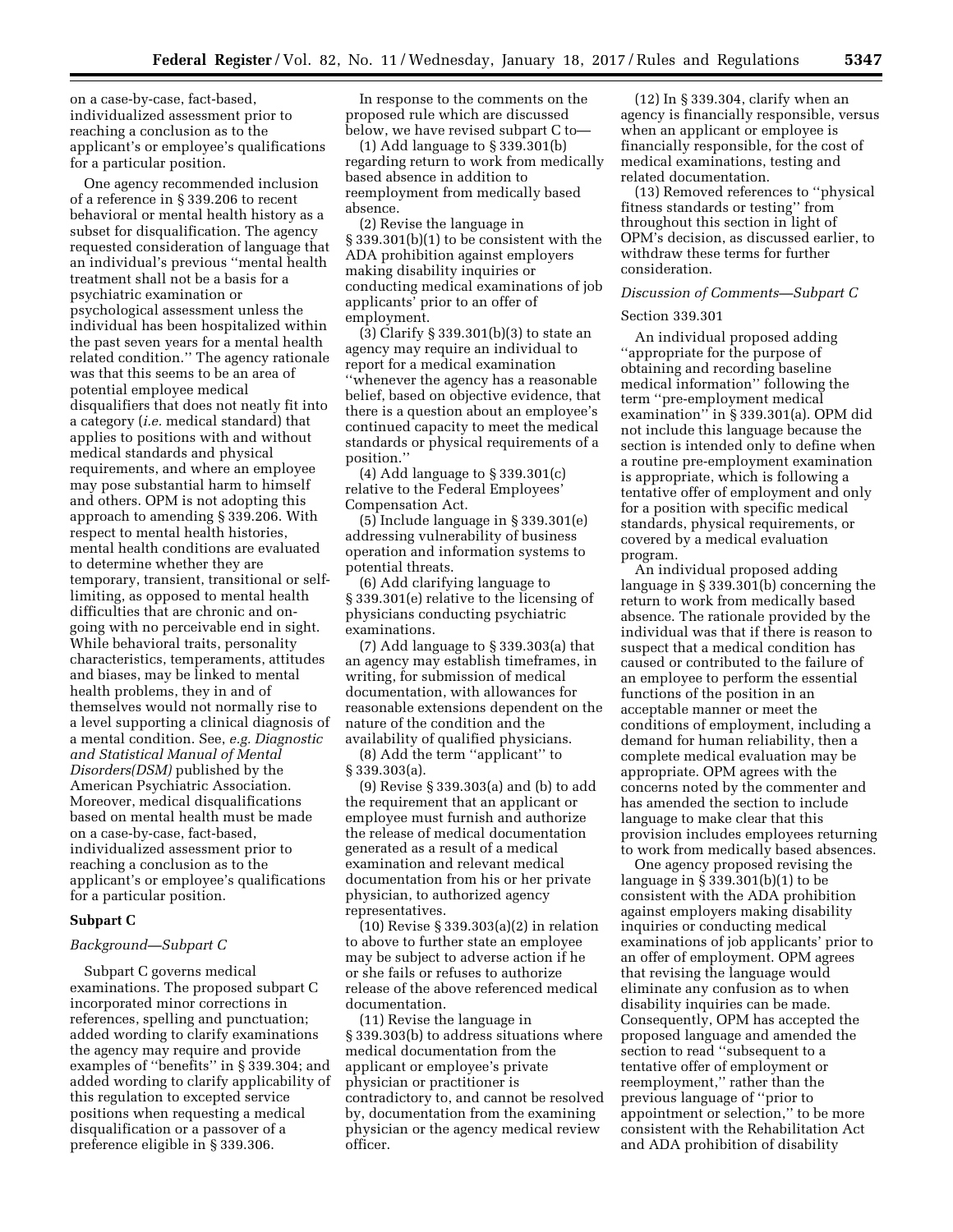on a case-by-case, fact-based, individualized assessment prior to reaching a conclusion as to the applicant's or employee's qualifications for a particular position.

One agency recommended inclusion of a reference in § 339.206 to recent behavioral or mental health history as a subset for disqualification. The agency requested consideration of language that an individual's previous ''mental health treatment shall not be a basis for a psychiatric examination or psychological assessment unless the individual has been hospitalized within the past seven years for a mental health related condition.'' The agency rationale was that this seems to be an area of potential employee medical disqualifiers that does not neatly fit into a category (*i.e.* medical standard) that applies to positions with and without medical standards and physical requirements, and where an employee may pose substantial harm to himself and others. OPM is not adopting this approach to amending § 339.206. With respect to mental health histories, mental health conditions are evaluated to determine whether they are temporary, transient, transitional or self-limiting, as opposed to mental health difficulties that are chronic and on-going with no perceivable end in sight. While behavioral traits, personality characteristics, temperaments, attitudes and biases, may be linked to mental health problems, they in and of themselves would not normally rise to a level supporting a clinical diagnosis of a mental condition. See, *e.g. Diagnostic and Statistical Manual of Mental Disorders(DSM)* published by the American Psychiatric Association. Moreover, medical disqualifications based on mental health must be made on a case-by-case, fact-based, individualized assessment prior to reaching a conclusion as to the applicant's or employee's qualifications for a particular position.

## Subpart C

### *Background—Subpart C*

Subpart C governs medical examinations. The proposed subpart C incorporated minor corrections in references, spelling and punctuation; added wording to clarify examinations the agency may require and provide examples of ''benefits'' in § 339.304; and added wording to clarify applicability of this regulation to excepted service positions when requesting a medical disqualification or a passover of a preference eligible in § 339.306.

In response to the comments on the proposed rule which are discussed below, we have revised subpart C to—

(1) Add language to § 339.301(b) regarding return to work from medically based absence in addition to reemployment from medically based absence.

(2) Revise the language in § 339.301(b)(1) to be consistent with the ADA prohibition against employers making disability inquiries or conducting medical examinations of job applicants' prior to an offer of employment.

(3) Clarify § 339.301(b)(3) to state an agency may require an individual to report for a medical examination ''whenever the agency has a reasonable belief, based on objective evidence, that there is a question about an employee's continued capacity to meet the medical standards or physical requirements of a position.''

(4) Add language to § 339.301(c) relative to the Federal Employees' Compensation Act.

(5) Include language in § 339.301(e) addressing vulnerability of business operation and information systems to potential threats.

(6) Add clarifying language to § 339.301(e) relative to the licensing of physicians conducting psychiatric examinations.

(7) Add language to § 339.303(a) that an agency may establish timeframes, in writing, for submission of medical documentation, with allowances for reasonable extensions dependent on the nature of the condition and the availability of qualified physicians.

(8) Add the term ''applicant'' to § 339.303(a).

(9) Revise § 339.303(a) and (b) to add the requirement that an applicant or employee must furnish and authorize the release of medical documentation generated as a result of a medical examination and relevant medical documentation from his or her private physician, to authorized agency representatives.

(10) Revise § 339.303(a)(2) in relation to above to further state an employee may be subject to adverse action if he or she fails or refuses to authorize release of the above referenced medical documentation.

(11) Revise the language in § 339.303(b) to address situations where medical documentation from the applicant or employee's private physician or practitioner is contradictory to, and cannot be resolved by, documentation from the examining physician or the agency medical review officer.

(12) In § 339.304, clarify when an agency is financially responsible, versus when an applicant or employee is financially responsible, for the cost of medical examinations, testing and related documentation.

(13) Removed references to ''physical fitness standards or testing'' from throughout this section in light of OPM's decision, as discussed earlier, to withdraw these terms for further consideration.

### *Discussion of Comments—Subpart C*

#### Section 339.301

An individual proposed adding ''appropriate for the purpose of obtaining and recording baseline medical information'' following the term ''pre-employment medical examination'' in § 339.301(a). OPM did not include this language because the section is intended only to define when a routine pre-employment examination is appropriate, which is following a tentative offer of employment and only for a position with specific medical standards, physical requirements, or covered by a medical evaluation program.

An individual proposed adding language in § 339.301(b) concerning the return to work from medically based absence. The rationale provided by the individual was that if there is reason to suspect that a medical condition has caused or contributed to the failure of an employee to perform the essential functions of the position in an acceptable manner or meet the conditions of employment, including a demand for human reliability, then a complete medical evaluation may be appropriate. OPM agrees with the concerns noted by the commenter and has amended the section to include language to make clear that this provision includes employees returning to work from medically based absences.

One agency proposed revising the language in § 339.301(b)(1) to be consistent with the ADA prohibition against employers making disability inquiries or conducting medical examinations of job applicants' prior to an offer of employment. OPM agrees that revising the language would eliminate any confusion as to when disability inquiries can be made. Consequently, OPM has accepted the proposed language and amended the section to read ''subsequent to a tentative offer of employment or reemployment,'' rather than the previous language of ''prior to appointment or selection,'' to be more consistent with the Rehabilitation Act and ADA prohibition of disability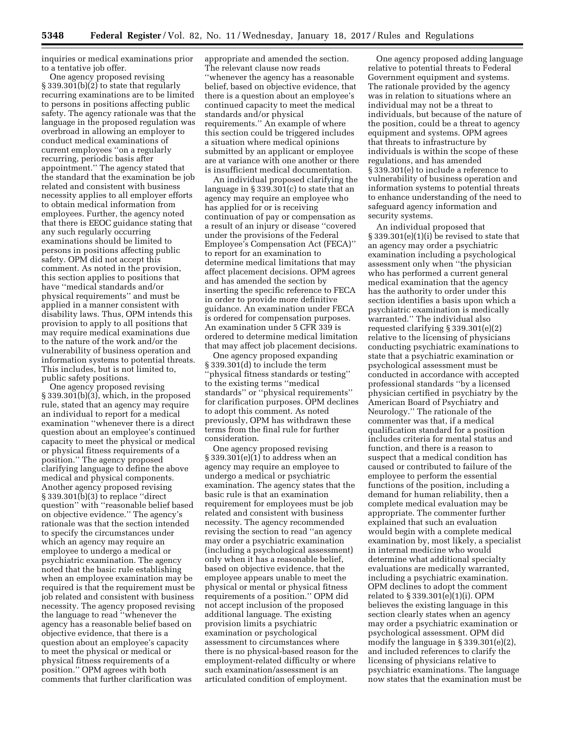inquiries or medical examinations prior to a tentative job offer.

One agency proposed revising § 339.301(b)(2) to state that regularly recurring examinations are to be limited to persons in positions affecting public safety. The agency rationale was that the language in the proposed regulation was overbroad in allowing an employer to conduct medical examinations of current employees "on a regularly recurring, periodic basis after appointment." The agency stated that the standard that the examination be job related and consistent with business necessity applies to all employer efforts to obtain medical information from employees. Further, the agency noted that there is EEOC guidance stating that any such regularly occurring examinations should be limited to persons in positions affecting public safety. OPM did not accept this comment. As noted in the provision, this section applies to positions that have "medical standards and/or physical requirements" and must be applied in a manner consistent with disability laws. Thus, OPM intends this provision to apply to all positions that may require medical examinations due to the nature of the work and/or the vulnerability of business operation and information systems to potential threats. This includes, but is not limited to, public safety positions.

One agency proposed revising § 339.301(b)(3), which, in the proposed rule, stated that an agency may require an individual to report for a medical examination "whenever there is a direct question about an employee's continued capacity to meet the physical or medical or physical fitness requirements of a position." The agency proposed clarifying language to define the above medical and physical components. Another agency proposed revising § 339.301(b)(3) to replace "direct question" with "reasonable belief based on objective evidence." The agency's rationale was that the section intended to specify the circumstances under which an agency may require an employee to undergo a medical or psychiatric examination. The agency noted that the basic rule establishing when an employee examination may be required is that the requirement must be job related and consistent with business necessity. The agency proposed revising the language to read "whenever the agency has a reasonable belief based on objective evidence, that there is a question about an employee's capacity to meet the physical or medical or physical fitness requirements of a position." OPM agrees with both comments that further clarification was appropriate and amended the section. The relevant clause now reads "whenever the agency has a reasonable belief, based on objective evidence, that there is a question about an employee's continued capacity to meet the medical standards and/or physical requirements." An example of where this section could be triggered includes a situation where medical opinions submitted by an applicant or employee are at variance with one another or there is insufficient medical documentation.

An individual proposed clarifying the language in § 339.301(c) to state that an agency may require an employee who has applied for or is receiving continuation of pay or compensation as a result of an injury or disease "covered under the provisions of the Federal Employee's Compensation Act (FECA)" to report for an examination to determine medical limitations that may affect placement decisions. OPM agrees and has amended the section by inserting the specific reference to FECA in order to provide more definitive guidance. An examination under FECA is ordered for compensation purposes. An examination under 5 CFR 339 is ordered to determine medical limitation that may affect job placement decisions.

One agency proposed expanding § 339.301(d) to include the term "physical fitness standards or testing" to the existing terms "medical standards" or "physical requirements" for clarification purposes. OPM declines to adopt this comment. As noted previously, OPM has withdrawn these terms from the final rule for further consideration.

One agency proposed revising § 339.301(e)(1) to address when an agency may require an employee to undergo a medical or psychiatric examination. The agency states that the basic rule is that an examination requirement for employees must be job related and consistent with business necessity. The agency recommended revising the section to read "an agency may order a psychiatric examination (including a psychological assessment) only when it has a reasonable belief, based on objective evidence, that the employee appears unable to meet the physical or mental or physical fitness requirements of a position." OPM did not accept inclusion of the proposed additional language. The existing provision limits a psychiatric examination or psychological assessment to circumstances where there is no physical-based reason for the employment-related difficulty or where such examination/assessment is an articulated condition of employment.

One agency proposed adding language relative to potential threats to Federal Government equipment and systems. The rationale provided by the agency was in relation to situations where an individual may not be a threat to individuals, but because of the nature of the position, could be a threat to agency equipment and systems. OPM agrees that threats to infrastructure by individuals is within the scope of these regulations, and has amended § 339.301(e) to include a reference to vulnerability of business operation and information systems to potential threats to enhance understanding of the need to safeguard agency information and security systems.

An individual proposed that § 339.301(e)(1)(i) be revised to state that an agency may order a psychiatric examination including a psychological assessment only when "the physician who has performed a current general medical examination that the agency has the authority to order under this section identifies a basis upon which a psychiatric examination is medically warranted." The individual also requested clarifying § 339.301(e)(2) relative to the licensing of physicians conducting psychiatric examinations to state that a psychiatric examination or psychological assessment must be conducted in accordance with accepted professional standards "by a licensed physician certified in psychiatry by the American Board of Psychiatry and Neurology." The rationale of the commenter was that, if a medical qualification standard for a position includes criteria for mental status and function, and there is a reason to suspect that a medical condition has caused or contributed to failure of the employee to perform the essential functions of the position, including a demand for human reliability, then a complete medical evaluation may be appropriate. The commenter further explained that such an evaluation would begin with a complete medical examination by, most likely, a specialist in internal medicine who would determine what additional specialty evaluations are medically warranted, including a psychiatric examination. OPM declines to adopt the comment related to § 339.301(e)(1)(i). OPM believes the existing language in this section clearly states when an agency may order a psychiatric examination or psychological assessment. OPM did modify the language in § 339.301(e)(2), and included references to clarify the licensing of physicians relative to psychiatric examinations. The language now states that the examination must be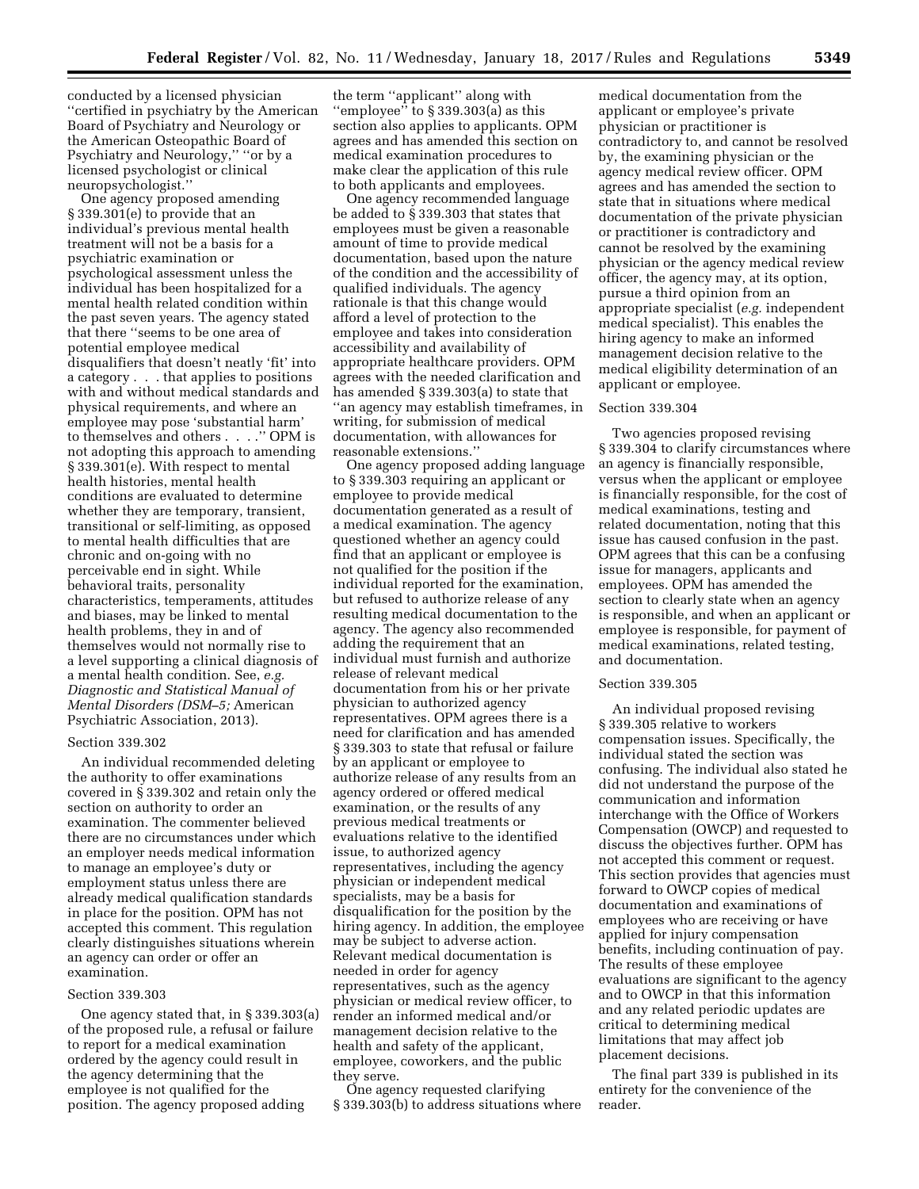conducted by a licensed physician ''certified in psychiatry by the American Board of Psychiatry and Neurology or the American Osteopathic Board of Psychiatry and Neurology,'' ''or by a licensed psychologist or clinical neuropsychologist.''

One agency proposed amending § 339.301(e) to provide that an individual's previous mental health treatment will not be a basis for a psychiatric examination or psychological assessment unless the individual has been hospitalized for a mental health related condition within the past seven years. The agency stated that there ''seems to be one area of potential employee medical disqualifiers that doesn't neatly 'fit' into a category . . . that applies to positions with and without medical standards and physical requirements, and where an employee may pose 'substantial harm' to themselves and others . . . .'' OPM is not adopting this approach to amending § 339.301(e). With respect to mental health histories, mental health conditions are evaluated to determine whether they are temporary, transient, transitional or self-limiting, as opposed to mental health difficulties that are chronic and on-going with no perceivable end in sight. While behavioral traits, personality characteristics, temperaments, attitudes and biases, may be linked to mental health problems, they in and of themselves would not normally rise to a level supporting a clinical diagnosis of a mental health condition. See, *e.g. Diagnostic and Statistical Manual of Mental Disorders (DSM–5;* American Psychiatric Association, 2013).

Section 339.302

An individual recommended deleting the authority to offer examinations covered in § 339.302 and retain only the section on authority to order an examination. The commenter believed there are no circumstances under which an employer needs medical information to manage an employee's duty or employment status unless there are already medical qualification standards in place for the position. OPM has not accepted this comment. This regulation clearly distinguishes situations wherein an agency can order or offer an examination.

Section 339.303

One agency stated that, in § 339.303(a) of the proposed rule, a refusal or failure to report for a medical examination ordered by the agency could result in the agency determining that the employee is not qualified for the position. The agency proposed adding the term ''applicant'' along with ''employee'' to § 339.303(a) as this section also applies to applicants. OPM agrees and has amended this section on medical examination procedures to make clear the application of this rule to both applicants and employees.

One agency recommended language be added to § 339.303 that states that employees must be given a reasonable amount of time to provide medical documentation, based upon the nature of the condition and the accessibility of qualified individuals. The agency rationale is that this change would afford a level of protection to the employee and takes into consideration accessibility and availability of appropriate healthcare providers. OPM agrees with the needed clarification and has amended § 339.303(a) to state that ''an agency may establish timeframes, in writing, for submission of medical documentation, with allowances for reasonable extensions.''

One agency proposed adding language to § 339.303 requiring an applicant or employee to provide medical documentation generated as a result of a medical examination. The agency questioned whether an agency could find that an applicant or employee is not qualified for the position if the individual reported for the examination, but refused to authorize release of any resulting medical documentation to the agency. The agency also recommended adding the requirement that an individual must furnish and authorize release of relevant medical documentation from his or her private physician to authorized agency representatives. OPM agrees there is a need for clarification and has amended § 339.303 to state that refusal or failure by an applicant or employee to authorize release of any results from an agency ordered or offered medical examination, or the results of any previous medical treatments or evaluations relative to the identified issue, to authorized agency representatives, including the agency physician or independent medical specialists, may be a basis for disqualification for the position by the hiring agency. In addition, the employee may be subject to adverse action. Relevant medical documentation is needed in order for agency representatives, such as the agency physician or medical review officer, to render an informed medical and/or management decision relative to the health and safety of the applicant, employee, coworkers, and the public they serve.

One agency requested clarifying § 339.303(b) to address situations where medical documentation from the applicant or employee's private physician or practitioner is contradictory to, and cannot be resolved by, the examining physician or the agency medical review officer. OPM agrees and has amended the section to state that in situations where medical documentation of the private physician or practitioner is contradictory and cannot be resolved by the examining physician or the agency medical review officer, the agency may, at its option, pursue a third opinion from an appropriate specialist (*e.g.* independent medical specialist). This enables the hiring agency to make an informed management decision relative to the medical eligibility determination of an applicant or employee.

Section 339.304

Two agencies proposed revising § 339.304 to clarify circumstances where an agency is financially responsible, versus when the applicant or employee is financially responsible, for the cost of medical examinations, testing and related documentation, noting that this issue has caused confusion in the past. OPM agrees that this can be a confusing issue for managers, applicants and employees. OPM has amended the section to clearly state when an agency is responsible, and when an applicant or employee is responsible, for payment of medical examinations, related testing, and documentation.

Section 339.305

An individual proposed revising § 339.305 relative to workers compensation issues. Specifically, the individual stated the section was confusing. The individual also stated he did not understand the purpose of the communication and information interchange with the Office of Workers Compensation (OWCP) and requested to discuss the objectives further. OPM has not accepted this comment or request. This section provides that agencies must forward to OWCP copies of medical documentation and examinations of employees who are receiving or have applied for injury compensation benefits, including continuation of pay. The results of these employee evaluations are significant to the agency and to OWCP in that this information and any related periodic updates are critical to determining medical limitations that may affect job placement decisions.

The final part 339 is published in its entirety for the convenience of the reader.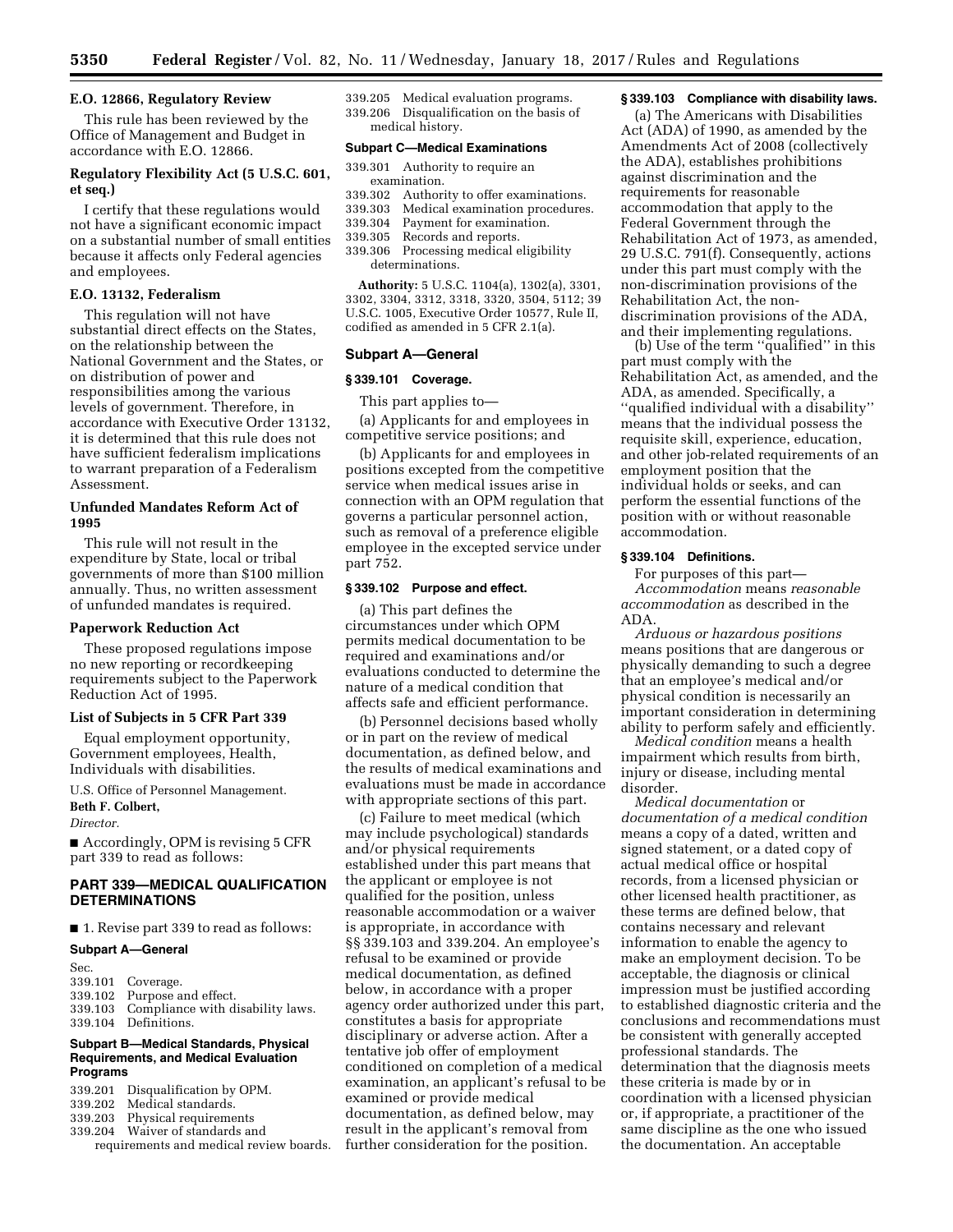### E.O. 12866, Regulatory Review

This rule has been reviewed by the Office of Management and Budget in accordance with E.O. 12866.

### Regulatory Flexibility Act (5 U.S.C. 601, et seq.)

I certify that these regulations would not have a significant economic impact on a substantial number of small entities because it affects only Federal agencies and employees.

### E.O. 13132, Federalism

This regulation will not have substantial direct effects on the States, on the relationship between the National Government and the States, or on distribution of power and responsibilities among the various levels of government. Therefore, in accordance with Executive Order 13132, it is determined that this rule does not have sufficient federalism implications to warrant preparation of a Federalism Assessment.

### Unfunded Mandates Reform Act of 1995

This rule will not result in the expenditure by State, local or tribal governments of more than $100 million annually. Thus, no written assessment of unfunded mandates is required.

### Paperwork Reduction Act

These proposed regulations impose no new reporting or recordkeeping requirements subject to the Paperwork Reduction Act of 1995.

### List of Subjects in 5 CFR Part 339

Equal employment opportunity, Government employees, Health, Individuals with disabilities.

U.S. Office of Personnel Management.

**Beth F. Colbert,**

*Director.*

■ Accordingly, OPM is revising 5 CFR part 339 to read as follows:

## PART 339—MEDICAL QUALIFICATION DETERMINATIONS

■ 1. Revise part 339 to read as follows:

**Subpart A—General**

Sec.
339.101 Coverage.
339.102 Purpose and effect.
339.103 Compliance with disability laws.
339.104 Definitions.

**Subpart B—Medical Standards, Physical Requirements, and Medical Evaluation Programs**

339.201 Disqualification by OPM.
339.202 Medical standards.
339.203 Physical requirements
339.204 Waiver of standards and requirements and medical review boards.
339.205 Medical evaluation programs.
339.206 Disqualification on the basis of medical history.

**Subpart C—Medical Examinations**

339.301 Authority to require an examination.
339.302 Authority to offer examinations.
339.303 Medical examination procedures.
339.304 Payment for examination.
339.305 Records and reports.
339.306 Processing medical eligibility determinations.

**Authority:** 5 U.S.C. 1104(a), 1302(a), 3301, 3302, 3304, 3312, 3318, 3320, 3504, 5112; 39 U.S.C. 1005, Executive Order 10577, Rule II, codified as amended in 5 CFR 2.1(a).

### Subpart A—General

#### § 339.101 Coverage.

This part applies to—

(a) Applicants for and employees in competitive service positions; and

(b) Applicants for and employees in positions excepted from the competitive service when medical issues arise in connection with an OPM regulation that governs a particular personnel action, such as removal of a preference eligible employee in the excepted service under part 752.

#### § 339.102 Purpose and effect.

(a) This part defines the circumstances under which OPM permits medical documentation to be required and examinations and/or evaluations conducted to determine the nature of a medical condition that affects safe and efficient performance.

(b) Personnel decisions based wholly or in part on the review of medical documentation, as defined below, and the results of medical examinations and evaluations must be made in accordance with appropriate sections of this part.

(c) Failure to meet medical (which may include psychological) standards and/or physical requirements established under this part means that the applicant or employee is not qualified for the position, unless reasonable accommodation or a waiver is appropriate, in accordance with §§ 339.103 and 339.204. An employee's refusal to be examined or provide medical documentation, as defined below, in accordance with a proper agency order authorized under this part, constitutes a basis for appropriate disciplinary or adverse action. After a tentative job offer of employment conditioned on completion of a medical examination, an applicant's refusal to be examined or provide medical documentation, as defined below, may result in the applicant's removal from further consideration for the position.

#### § 339.103 Compliance with disability laws.

(a) The Americans with Disabilities Act (ADA) of 1990, as amended by the Amendments Act of 2008 (collectively the ADA), establishes prohibitions against discrimination and the requirements for reasonable accommodation that apply to the Federal Government through the Rehabilitation Act of 1973, as amended, 29 U.S.C. 791(f). Consequently, actions under this part must comply with the non-discrimination provisions of the Rehabilitation Act, the non-discrimination provisions of the ADA, and their implementing regulations.

(b) Use of the term "qualified" in this part must comply with the Rehabilitation Act, as amended, and the ADA, as amended. Specifically, a "qualified individual with a disability" means that the individual possess the requisite skill, experience, education, and other job-related requirements of an employment position that the individual holds or seeks, and can perform the essential functions of the position with or without reasonable accommodation.

#### § 339.104 Definitions.

For purposes of this part—

*Accommodation* means *reasonable accommodation* as described in the ADA.

*Arduous or hazardous positions* means positions that are dangerous or physically demanding to such a degree that an employee's medical and/or physical condition is necessarily an important consideration in determining ability to perform safely and efficiently.

*Medical condition* means a health impairment which results from birth, injury or disease, including mental disorder.

*Medical documentation* or *documentation of a medical condition* means a copy of a dated, written and signed statement, or a dated copy of actual medical office or hospital records, from a licensed physician or other licensed health practitioner, as these terms are defined below, that contains necessary and relevant information to enable the agency to make an employment decision. To be acceptable, the diagnosis or clinical impression must be justified according to established diagnostic criteria and the conclusions and recommendations must be consistent with generally accepted professional standards. The determination that the diagnosis meets these criteria is made by or in coordination with a licensed physician or, if appropriate, a practitioner of the same discipline as the one who issued the documentation. An acceptable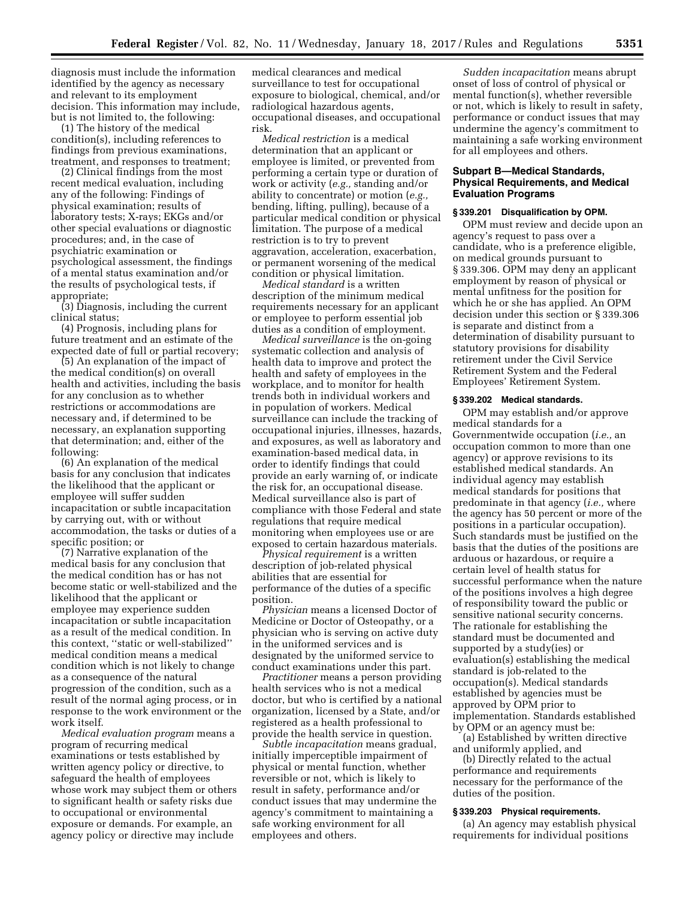diagnosis must include the information identified by the agency as necessary and relevant to its employment decision. This information may include, but is not limited to, the following:

(1) The history of the medical condition(s), including references to findings from previous examinations, treatment, and responses to treatment;

(2) Clinical findings from the most recent medical evaluation, including any of the following: Findings of physical examination; results of laboratory tests; X-rays; EKGs and/or other special evaluations or diagnostic procedures; and, in the case of psychiatric examination or psychological assessment, the findings of a mental status examination and/or the results of psychological tests, if appropriate;

(3) Diagnosis, including the current clinical status;

(4) Prognosis, including plans for future treatment and an estimate of the expected date of full or partial recovery;

(5) An explanation of the impact of the medical condition(s) on overall health and activities, including the basis for any conclusion as to whether restrictions or accommodations are necessary and, if determined to be necessary, an explanation supporting that determination; and, either of the following:

(6) An explanation of the medical basis for any conclusion that indicates the likelihood that the applicant or employee will suffer sudden incapacitation or subtle incapacitation by carrying out, with or without accommodation, the tasks or duties of a specific position; or

(7) Narrative explanation of the medical basis for any conclusion that the medical condition has or has not become static or well-stabilized and the likelihood that the applicant or employee may experience sudden incapacitation or subtle incapacitation as a result of the medical condition. In this context, ''static or well-stabilized'' medical condition means a medical condition which is not likely to change as a consequence of the natural progression of the condition, such as a result of the normal aging process, or in response to the work environment or the work itself.

*Medical evaluation program* means a program of recurring medical examinations or tests established by written agency policy or directive, to safeguard the health of employees whose work may subject them or others to significant health or safety risks due to occupational or environmental exposure or demands. For example, an agency policy or directive may include medical clearances and medical surveillance to test for occupational exposure to biological, chemical, and/or radiological hazardous agents, occupational diseases, and occupational risk.

*Medical restriction* is a medical determination that an applicant or employee is limited, or prevented from performing a certain type or duration of work or activity (*e.g.,* standing and/or ability to concentrate) or motion (*e.g.,* bending, lifting, pulling), because of a particular medical condition or physical limitation. The purpose of a medical restriction is to try to prevent aggravation, acceleration, exacerbation, or permanent worsening of the medical condition or physical limitation.

*Medical standard* is a written description of the minimum medical requirements necessary for an applicant or employee to perform essential job duties as a condition of employment.

*Medical surveillance* is the on-going systematic collection and analysis of health data to improve and protect the health and safety of employees in the workplace, and to monitor for health trends both in individual workers and in population of workers. Medical surveillance can include the tracking of occupational injuries, illnesses, hazards, and exposures, as well as laboratory and examination-based medical data, in order to identify findings that could provide an early warning of, or indicate the risk for, an occupational disease. Medical surveillance also is part of compliance with those Federal and state regulations that require medical monitoring when employees use or are exposed to certain hazardous materials.

*Physical requirement* is a written description of job-related physical abilities that are essential for performance of the duties of a specific position.

*Physician* means a licensed Doctor of Medicine or Doctor of Osteopathy, or a physician who is serving on active duty in the uniformed services and is designated by the uniformed service to conduct examinations under this part.

*Practitioner* means a person providing health services who is not a medical doctor, but who is certified by a national organization, licensed by a State, and/or registered as a health professional to provide the health service in question.

*Subtle incapacitation* means gradual, initially imperceptible impairment of physical or mental function, whether reversible or not, which is likely to result in safety, performance and/or conduct issues that may undermine the agency's commitment to maintaining a safe working environment for all employees and others.

*Sudden incapacitation* means abrupt onset of loss of control of physical or mental function(s), whether reversible or not, which is likely to result in safety, performance or conduct issues that may undermine the agency's commitment to maintaining a safe working environment for all employees and others.

## Subpart B—Medical Standards, Physical Requirements, and Medical Evaluation Programs

### § 339.201 Disqualification by OPM.

OPM must review and decide upon an agency's request to pass over a candidate, who is a preference eligible, on medical grounds pursuant to § 339.306. OPM may deny an applicant employment by reason of physical or mental unfitness for the position for which he or she has applied. An OPM decision under this section or § 339.306 is separate and distinct from a determination of disability pursuant to statutory provisions for disability retirement under the Civil Service Retirement System and the Federal Employees' Retirement System.

### § 339.202 Medical standards.

OPM may establish and/or approve medical standards for a Governmentwide occupation (*i.e.,* an occupation common to more than one agency) or approve revisions to its established medical standards. An individual agency may establish medical standards for positions that predominate in that agency (*i.e.,* where the agency has 50 percent or more of the positions in a particular occupation). Such standards must be justified on the basis that the duties of the positions are arduous or hazardous, or require a certain level of health status for successful performance when the nature of the positions involves a high degree of responsibility toward the public or sensitive national security concerns. The rationale for establishing the standard must be documented and supported by a study(ies) or evaluation(s) establishing the medical standard is job-related to the occupation(s). Medical standards established by agencies must be approved by OPM prior to implementation. Standards established by OPM or an agency must be:

(a) Established by written directive and uniformly applied, and

(b) Directly related to the actual performance and requirements necessary for the performance of the duties of the position.

### § 339.203 Physical requirements.

(a) An agency may establish physical requirements for individual positions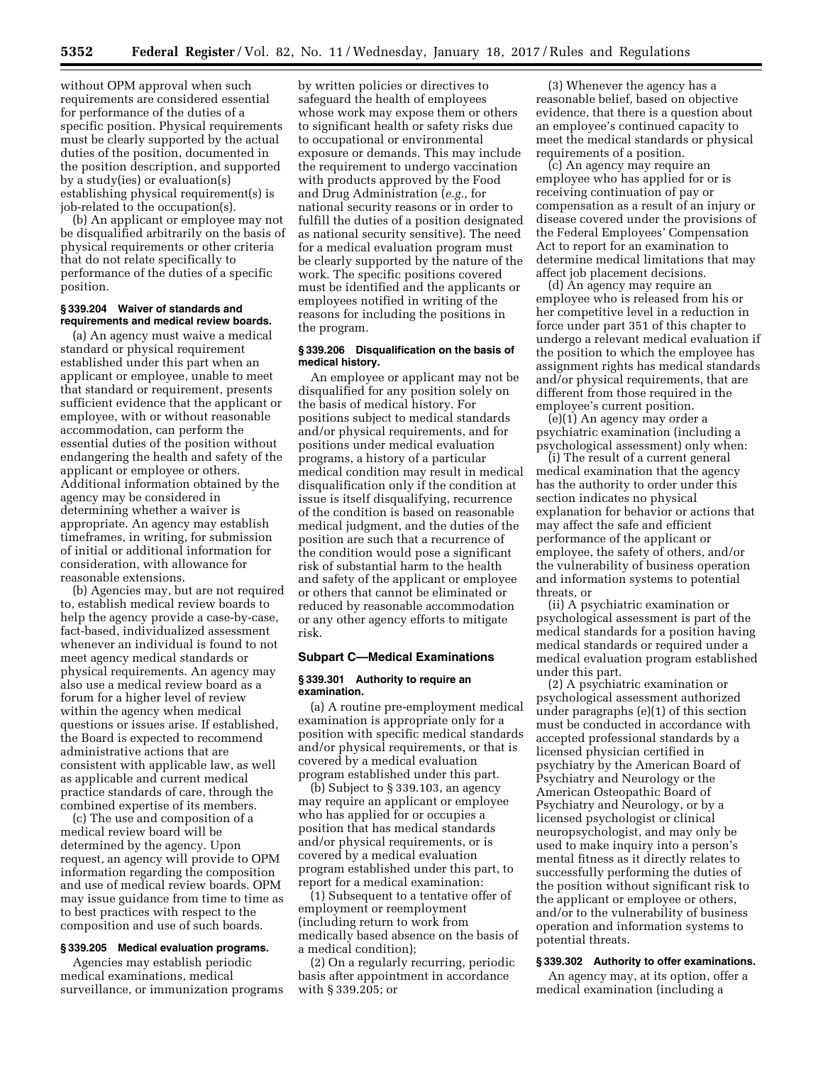without OPM approval when such requirements are considered essential for performance of the duties of a specific position. Physical requirements must be clearly supported by the actual duties of the position, documented in the position description, and supported by a study(ies) or evaluation(s) establishing physical requirement(s) is job-related to the occupation(s).

(b) An applicant or employee may not be disqualified arbitrarily on the basis of physical requirements or other criteria that do not relate specifically to performance of the duties of a specific position.

#### § 339.204 Waiver of standards and requirements and medical review boards.

(a) An agency must waive a medical standard or physical requirement established under this part when an applicant or employee, unable to meet that standard or requirement, presents sufficient evidence that the applicant or employee, with or without reasonable accommodation, can perform the essential duties of the position without endangering the health and safety of the applicant or employee or others. Additional information obtained by the agency may be considered in determining whether a waiver is appropriate. An agency may establish timeframes, in writing, for submission of initial or additional information for consideration, with allowance for reasonable extensions.

(b) Agencies may, but are not required to, establish medical review boards to help the agency provide a case-by-case, fact-based, individualized assessment whenever an individual is found to not meet agency medical standards or physical requirements. An agency may also use a medical review board as a forum for a higher level of review within the agency when medical questions or issues arise. If established, the Board is expected to recommend administrative actions that are consistent with applicable law, as well as applicable and current medical practice standards of care, through the combined expertise of its members.

(c) The use and composition of a medical review board will be determined by the agency. Upon request, an agency will provide to OPM information regarding the composition and use of medical review boards. OPM may issue guidance from time to time as to best practices with respect to the composition and use of such boards.

#### § 339.205 Medical evaluation programs.

Agencies may establish periodic medical examinations, medical surveillance, or immunization programs by written policies or directives to safeguard the health of employees whose work may expose them or others to significant health or safety risks due to occupational or environmental exposure or demands. This may include the requirement to undergo vaccination with products approved by the Food and Drug Administration (*e.g.,* for national security reasons or in order to fulfill the duties of a position designated as national security sensitive). The need for a medical evaluation program must be clearly supported by the nature of the work. The specific positions covered must be identified and the applicants or employees notified in writing of the reasons for including the positions in the program.

#### § 339.206 Disqualification on the basis of medical history.

An employee or applicant may not be disqualified for any position solely on the basis of medical history. For positions subject to medical standards and/or physical requirements, and for positions under medical evaluation programs, a history of a particular medical condition may result in medical disqualification only if the condition at issue is itself disqualifying, recurrence of the condition is based on reasonable medical judgment, and the duties of the position are such that a recurrence of the condition would pose a significant risk of substantial harm to the health and safety of the applicant or employee or others that cannot be eliminated or reduced by reasonable accommodation or any other agency efforts to mitigate risk.

### Subpart C—Medical Examinations

#### § 339.301 Authority to require an examination.

(a) A routine pre-employment medical examination is appropriate only for a position with specific medical standards and/or physical requirements, or that is covered by a medical evaluation program established under this part.

(b) Subject to § 339.103, an agency may require an applicant or employee who has applied for or occupies a position that has medical standards and/or physical requirements, or is covered by a medical evaluation program established under this part, to report for a medical examination:

(1) Subsequent to a tentative offer of employment or reemployment (including return to work from medically based absence on the basis of a medical condition);

(2) On a regularly recurring, periodic basis after appointment in accordance with § 339.205; or

(3) Whenever the agency has a reasonable belief, based on objective evidence, that there is a question about an employee's continued capacity to meet the medical standards or physical requirements of a position.

(c) An agency may require an employee who has applied for or is receiving continuation of pay or compensation as a result of an injury or disease covered under the provisions of the Federal Employees' Compensation Act to report for an examination to determine medical limitations that may affect job placement decisions.

(d) An agency may require an employee who is released from his or her competitive level in a reduction in force under part 351 of this chapter to undergo a relevant medical evaluation if the position to which the employee has assignment rights has medical standards and/or physical requirements, that are different from those required in the employee's current position.

(e)(1) An agency may order a psychiatric examination (including a psychological assessment) only when:

(i) The result of a current general medical examination that the agency has the authority to order under this section indicates no physical explanation for behavior or actions that may affect the safe and efficient performance of the applicant or employee, the safety of others, and/or the vulnerability of business operation and information systems to potential threats, or

(ii) A psychiatric examination or psychological assessment is part of the medical standards for a position having medical standards or required under a medical evaluation program established under this part.

(2) A psychiatric examination or psychological assessment authorized under paragraphs (e)(1) of this section must be conducted in accordance with accepted professional standards by a licensed physician certified in psychiatry by the American Board of Psychiatry and Neurology or the American Osteopathic Board of Psychiatry and Neurology, or by a licensed psychologist or clinical neuropsychologist, and may only be used to make inquiry into a person's mental fitness as it directly relates to successfully performing the duties of the position without significant risk to the applicant or employee or others, and/or to the vulnerability of business operation and information systems to potential threats.

#### § 339.302 Authority to offer examinations.

An agency may, at its option, offer a medical examination (including a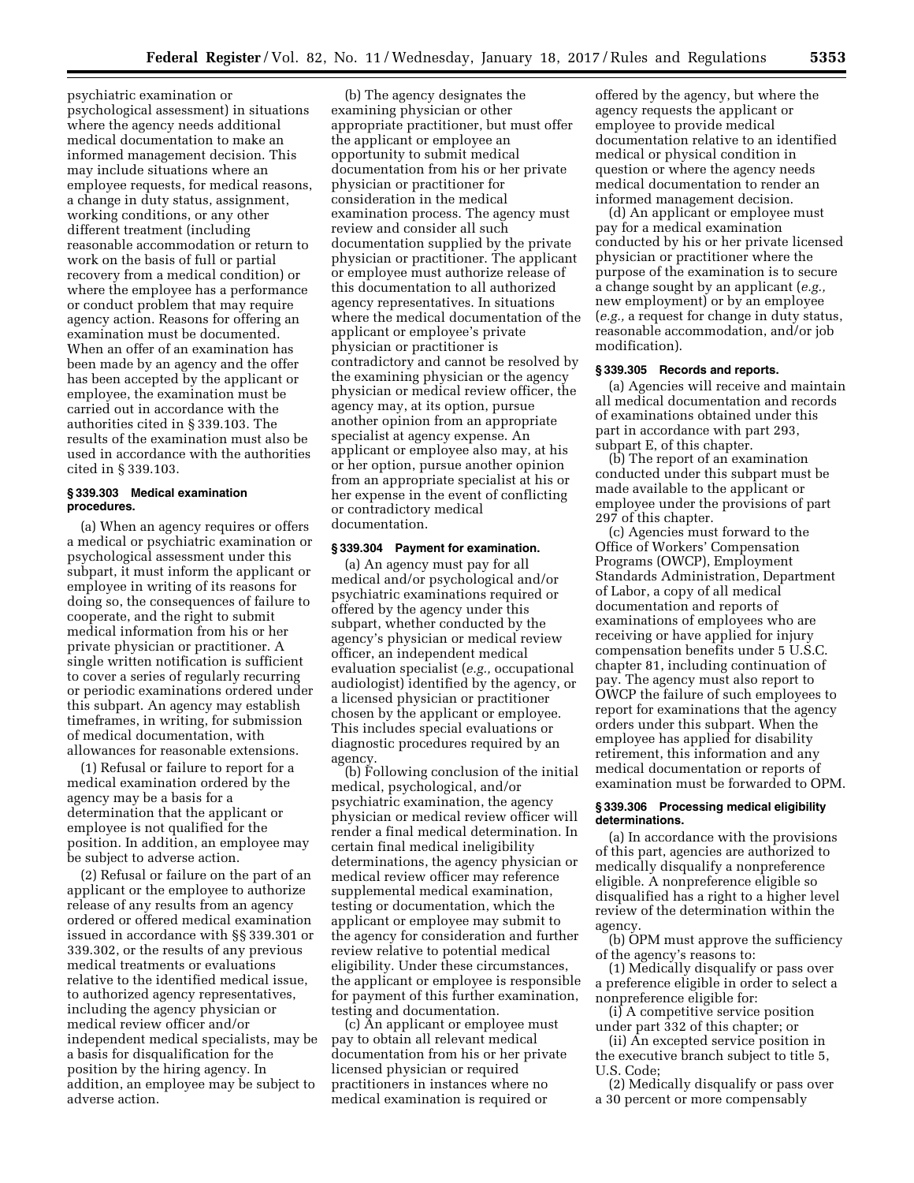psychiatric examination or psychological assessment) in situations where the agency needs additional medical documentation to make an informed management decision. This may include situations where an employee requests, for medical reasons, a change in duty status, assignment, working conditions, or any other different treatment (including reasonable accommodation or return to work on the basis of full or partial recovery from a medical condition) or where the employee has a performance or conduct problem that may require agency action. Reasons for offering an examination must be documented. When an offer of an examination has been made by an agency and the offer has been accepted by the applicant or employee, the examination must be carried out in accordance with the authorities cited in § 339.103. The results of the examination must also be used in accordance with the authorities cited in § 339.103.

### § 339.303 Medical examination procedures.

(a) When an agency requires or offers a medical or psychiatric examination or psychological assessment under this subpart, it must inform the applicant or employee in writing of its reasons for doing so, the consequences of failure to cooperate, and the right to submit medical information from his or her private physician or practitioner. A single written notification is sufficient to cover a series of regularly recurring or periodic examinations ordered under this subpart. An agency may establish timeframes, in writing, for submission of medical documentation, with allowances for reasonable extensions.

(1) Refusal or failure to report for a medical examination ordered by the agency may be a basis for a determination that the applicant or employee is not qualified for the position. In addition, an employee may be subject to adverse action.

(2) Refusal or failure on the part of an applicant or the employee to authorize release of any results from an agency ordered or offered medical examination issued in accordance with §§ 339.301 or 339.302, or the results of any previous medical treatments or evaluations relative to the identified medical issue, to authorized agency representatives, including the agency physician or medical review officer and/or independent medical specialists, may be a basis for disqualification for the position by the hiring agency. In addition, an employee may be subject to adverse action.

(b) The agency designates the examining physician or other appropriate practitioner, but must offer the applicant or employee an opportunity to submit medical documentation from his or her private physician or practitioner for consideration in the medical examination process. The agency must review and consider all such documentation supplied by the private physician or practitioner. The applicant or employee must authorize release of this documentation to all authorized agency representatives. In situations where the medical documentation of the applicant or employee's private physician or practitioner is contradictory and cannot be resolved by the examining physician or the agency physician or medical review officer, the agency may, at its option, pursue another opinion from an appropriate specialist at agency expense. An applicant or employee also may, at his or her option, pursue another opinion from an appropriate specialist at his or her expense in the event of conflicting or contradictory medical documentation.

### § 339.304 Payment for examination.

(a) An agency must pay for all medical and/or psychological and/or psychiatric examinations required or offered by the agency under this subpart, whether conducted by the agency's physician or medical review officer, an independent medical evaluation specialist (*e.g.,* occupational audiologist) identified by the agency, or a licensed physician or practitioner chosen by the applicant or employee. This includes special evaluations or diagnostic procedures required by an agency.

(b) Following conclusion of the initial medical, psychological, and/or psychiatric examination, the agency physician or medical review officer will render a final medical determination. In certain final medical ineligibility determinations, the agency physician or medical review officer may reference supplemental medical examination, testing or documentation, which the applicant or employee may submit to the agency for consideration and further review relative to potential medical eligibility. Under these circumstances, the applicant or employee is responsible for payment of this further examination, testing and documentation.

(c) An applicant or employee must pay to obtain all relevant medical documentation from his or her private licensed physician or required practitioners in instances where no medical examination is required or offered by the agency, but where the agency requests the applicant or employee to provide medical documentation relative to an identified medical or physical condition in question or where the agency needs medical documentation to render an informed management decision.

(d) An applicant or employee must pay for a medical examination conducted by his or her private licensed physician or practitioner where the purpose of the examination is to secure a change sought by an applicant (*e.g.,* new employment) or by an employee (*e.g.,* a request for change in duty status, reasonable accommodation, and/or job modification).

### § 339.305 Records and reports.

(a) Agencies will receive and maintain all medical documentation and records of examinations obtained under this part in accordance with part 293, subpart E, of this chapter.

(b) The report of an examination conducted under this subpart must be made available to the applicant or employee under the provisions of part 297 of this chapter.

(c) Agencies must forward to the Office of Workers' Compensation Programs (OWCP), Employment Standards Administration, Department of Labor, a copy of all medical documentation and reports of examinations of employees who are receiving or have applied for injury compensation benefits under 5 U.S.C. chapter 81, including continuation of pay. The agency must also report to OWCP the failure of such employees to report for examinations that the agency orders under this subpart. When the employee has applied for disability retirement, this information and any medical documentation or reports of examination must be forwarded to OPM.

### § 339.306 Processing medical eligibility determinations.

(a) In accordance with the provisions of this part, agencies are authorized to medically disqualify a nonpreference eligible. A nonpreference eligible so disqualified has a right to a higher level review of the determination within the agency.

(b) OPM must approve the sufficiency of the agency's reasons to:

(1) Medically disqualify or pass over a preference eligible in order to select a nonpreference eligible for:

(i) A competitive service position under part 332 of this chapter; or

(ii) An excepted service position in the executive branch subject to title 5, U.S. Code;

(2) Medically disqualify or pass over a 30 percent or more compensably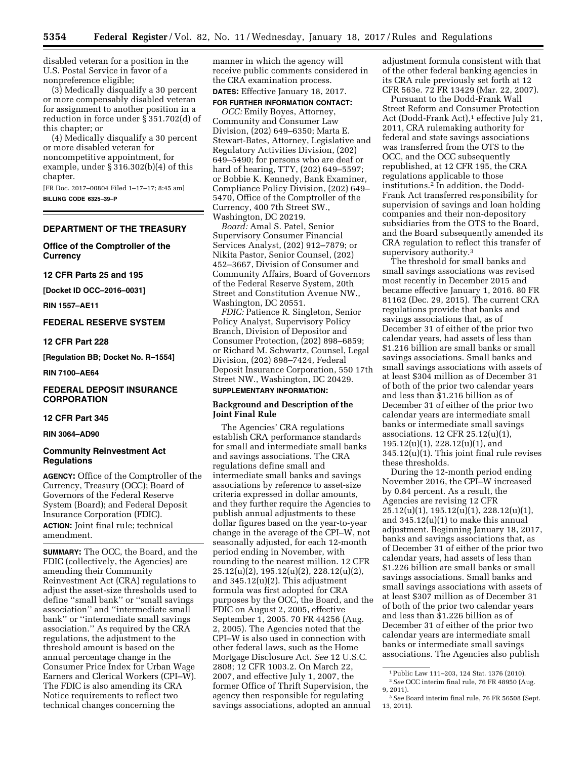disabled veteran for a position in the U.S. Postal Service in favor of a nonpreference eligible;

(3) Medically disqualify a 30 percent or more compensably disabled veteran for assignment to another position in a reduction in force under § 351.702(d) of this chapter; or

(4) Medically disqualify a 30 percent or more disabled veteran for noncompetitive appointment, for example, under § 316.302(b)(4) of this chapter.

[FR Doc. 2017–00804 Filed 1–17–17; 8:45 am]

**BILLING CODE 6325–39–P**

---

## DEPARTMENT OF THE TREASURY

### Office of the Comptroller of the Currency

**12 CFR Parts 25 and 195**

**[Docket ID OCC–2016–0031]**

**RIN 1557–AE11**

## FEDERAL RESERVE SYSTEM

**12 CFR Part 228**

**[Regulation BB; Docket No. R–1554]**

**RIN 7100–AE64**

## FEDERAL DEPOSIT INSURANCE CORPORATION

**12 CFR Part 345**

**RIN 3064–AD90**

### Community Reinvestment Act Regulations

**AGENCY:** Office of the Comptroller of the Currency, Treasury (OCC); Board of Governors of the Federal Reserve System (Board); and Federal Deposit Insurance Corporation (FDIC).

**ACTION:** Joint final rule; technical amendment.

**SUMMARY:** The OCC, the Board, and the FDIC (collectively, the Agencies) are amending their Community Reinvestment Act (CRA) regulations to adjust the asset-size thresholds used to define ''small bank'' or ''small savings association'' and ''intermediate small bank'' or ''intermediate small savings association.'' As required by the CRA regulations, the adjustment to the threshold amount is based on the annual percentage change in the Consumer Price Index for Urban Wage Earners and Clerical Workers (CPI–W). The FDIC is also amending its CRA Notice requirements to reflect two technical changes concerning the manner in which the agency will receive public comments considered in the CRA examination process.

**DATES:** Effective January 18, 2017.

**FOR FURTHER INFORMATION CONTACT:**

*OCC:* Emily Boyes, Attorney, Community and Consumer Law Division, (202) 649–6350; Marta E. Stewart-Bates, Attorney, Legislative and Regulatory Activities Division, (202) 649–5490; for persons who are deaf or hard of hearing, TTY, (202) 649–5597; or Bobbie K. Kennedy, Bank Examiner, Compliance Policy Division, (202) 649–5470, Office of the Comptroller of the Currency, 400 7th Street SW., Washington, DC 20219.

*Board:* Amal S. Patel, Senior Supervisory Consumer Financial Services Analyst, (202) 912–7879; or Nikita Pastor, Senior Counsel, (202) 452–3667, Division of Consumer and Community Affairs, Board of Governors of the Federal Reserve System, 20th Street and Constitution Avenue NW., Washington, DC 20551.

*FDIC:* Patience R. Singleton, Senior Policy Analyst, Supervisory Policy Branch, Division of Depositor and Consumer Protection, (202) 898–6859; or Richard M. Schwartz, Counsel, Legal Division, (202) 898–7424, Federal Deposit Insurance Corporation, 550 17th Street NW., Washington, DC 20429.

**SUPPLEMENTARY INFORMATION:**

### Background and Description of the Joint Final Rule

The Agencies' CRA regulations establish CRA performance standards for small and intermediate small banks and savings associations. The CRA regulations define small and intermediate small banks and savings associations by reference to asset-size criteria expressed in dollar amounts, and they further require the Agencies to publish annual adjustments to these dollar figures based on the year-to-year change in the average of the CPI–W, not seasonally adjusted, for each 12-month period ending in November, with rounding to the nearest million. 12 CFR 25.12(u)(2), 195.12(u)(2), 228.12(u)(2), and 345.12(u)(2). This adjustment formula was first adopted for CRA purposes by the OCC, the Board, and the FDIC on August 2, 2005, effective September 1, 2005. 70 FR 44256 (Aug. 2, 2005). The Agencies noted that the CPI–W is also used in connection with other federal laws, such as the Home Mortgage Disclosure Act. *See* 12 U.S.C. 2808; 12 CFR 1003.2. On March 22, 2007, and effective July 1, 2007, the former Office of Thrift Supervision, the agency then responsible for regulating savings associations, adopted an annual adjustment formula consistent with that of the other federal banking agencies in its CRA rule previously set forth at 12 CFR 563e. 72 FR 13429 (Mar. 22, 2007).

Pursuant to the Dodd-Frank Wall Street Reform and Consumer Protection Act (Dodd-Frank Act),[1] effective July 21, 2011, CRA rulemaking authority for federal and state savings associations was transferred from the OTS to the OCC, and the OCC subsequently republished, at 12 CFR 195, the CRA regulations applicable to those institutions.[2] In addition, the Dodd-Frank Act transferred responsibility for supervision of savings and loan holding companies and their non-depository subsidiaries from the OTS to the Board, and the Board subsequently amended its CRA regulation to reflect this transfer of supervisory authority.[3]

The threshold for small banks and small savings associations was revised most recently in December 2015 and became effective January 1, 2016. 80 FR 81162 (Dec. 29, 2015). The current CRA regulations provide that banks and savings associations that, as of December 31 of either of the prior two calendar years, had assets of less than $1.216 billion are small banks or small savings associations. Small banks and small savings associations with assets of at least $304 million as of December 31 of both of the prior two calendar years and less than $1.216 billion as of December 31 of either of the prior two calendar years are intermediate small banks or intermediate small savings associations. 12 CFR 25.12(u)(1), 195.12(u)(1), 228.12(u)(1), and 345.12(u)(1). This joint final rule revises these thresholds.

During the 12-month period ending November 2016, the CPI–W increased by 0.84 percent. As a result, the Agencies are revising 12 CFR 25.12(u)(1), 195.12(u)(1), 228.12(u)(1), and 345.12(u)(1) to make this annual adjustment. Beginning January 18, 2017, banks and savings associations that, as of December 31 of either of the prior two calendar years, had assets of less than $1.226 billion are small banks or small savings associations. Small banks and small savings associations with assets of at least $307 million as of December 31 of both of the prior two calendar years and less than $1.226 billion as of December 31 of either of the prior two calendar years are intermediate small banks or intermediate small savings associations. The Agencies also publish

---

[1] Public Law 111–203, 124 Stat. 1376 (2010).

[2] *See* OCC interim final rule, 76 FR 48950 (Aug. 9, 2011).

[3] *See* Board interim final rule, 76 FR 56508 (Sept. 13, 2011).